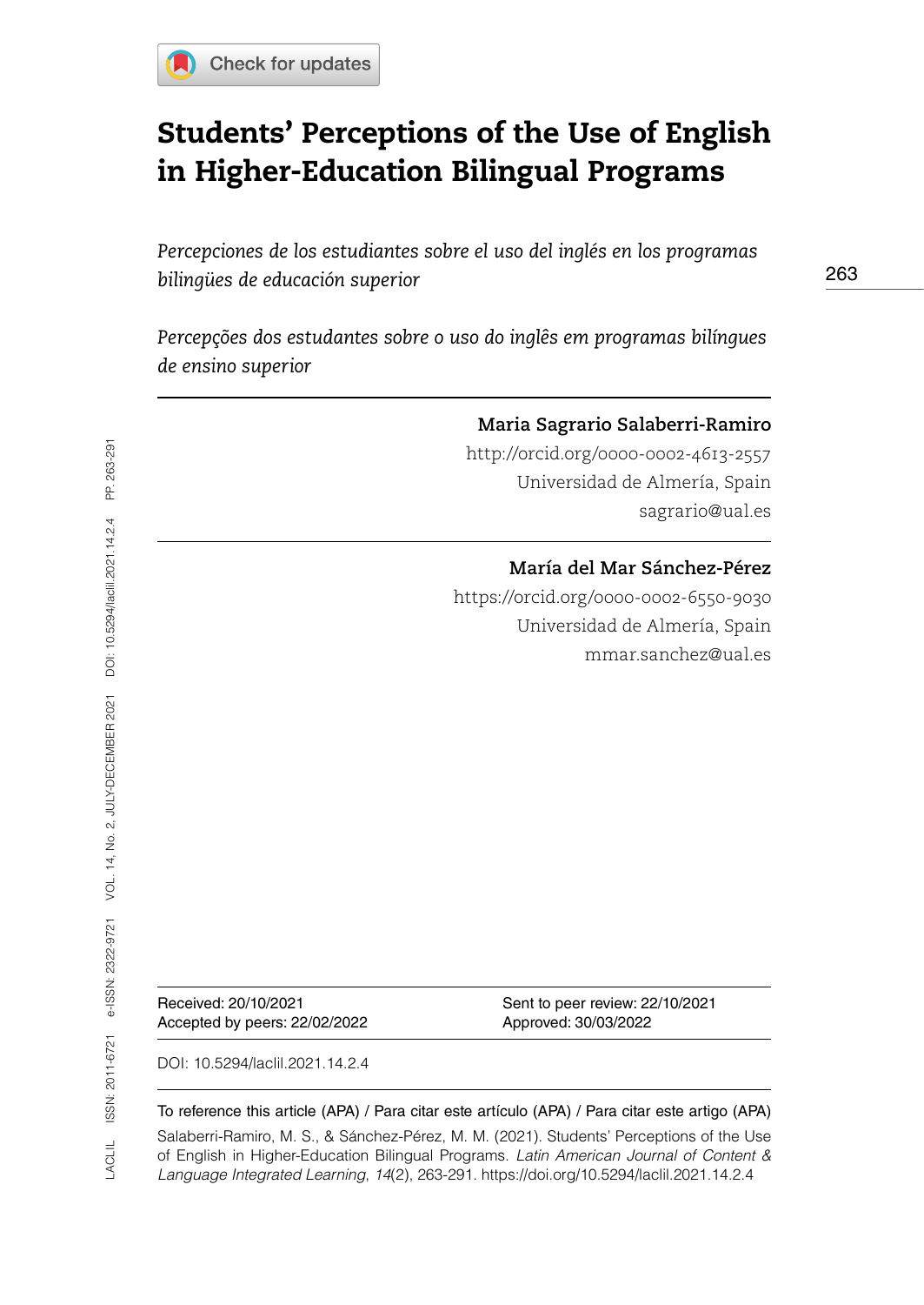# Students' Perceptions of the Use of English in Higher-Education Bilingual Programs

*Percepciones de los estudiantes sobre el uso del inglés en los programas bilingües de educación superior*

*Percepções dos estudantes sobre o uso do inglês em programas bilíngues de ensino superior*

**Maria Sagrario Salaberri-Ramiro**
http://orcid.org/0000-0002-4613-2557
Universidad de Almería, Spain
sagrario@ual.es

**María del Mar Sánchez-Pérez**
https://orcid.org/0000-0002-6550-9030
Universidad de Almería, Spain
mmar.sanchez@ual.es

Received: 20/10/2021
Accepted by peers: 22/02/2022
Sent to peer review: 22/10/2021
Approved: 30/03/2022

DOI: 10.5294/laclil.2021.14.2.4

To reference this article (APA) / Para citar este artículo (APA) / Para citar este artigo (APA)

Salaberri-Ramiro, M. S., & Sánchez-Pérez, M. M. (2021). Students' Perceptions of the Use of English in Higher-Education Bilingual Programs. *Latin American Journal of Content & Language Integrated Learning*, *14*(2), 263-291. https://doi.org/10.5294/laclil.2021.14.2.4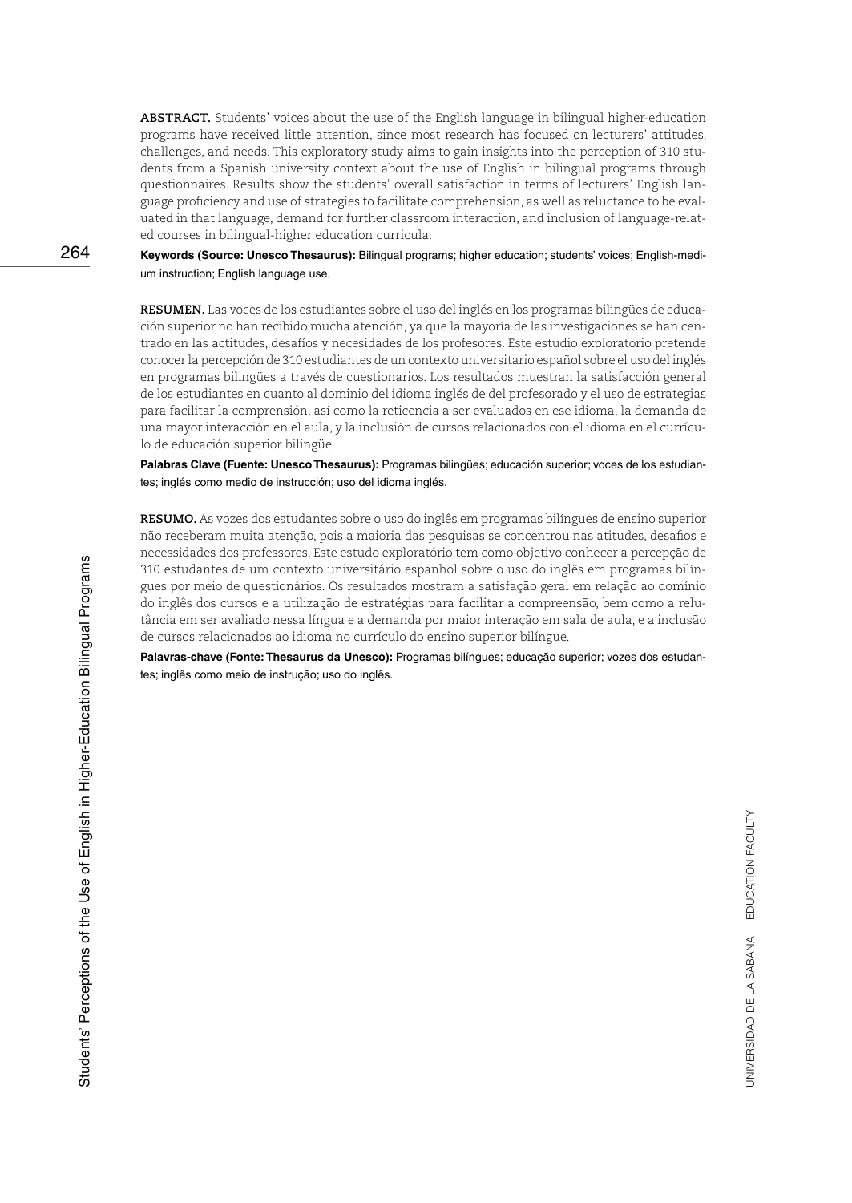**ABSTRACT.** Students' voices about the use of the English language in bilingual higher-education programs have received little attention, since most research has focused on lecturers' attitudes, challenges, and needs. This exploratory study aims to gain insights into the perception of 310 students from a Spanish university context about the use of English in bilingual programs through questionnaires. Results show the students' overall satisfaction in terms of lecturers' English language proficiency and use of strategies to facilitate comprehension, as well as reluctance to be evaluated in that language, demand for further classroom interaction, and inclusion of language-related courses in bilingual-higher education curricula.

**Keywords (Source: Unesco Thesaurus):** Bilingual programs; higher education; students' voices; English-medium instruction; English language use.

---

**RESUMEN.** Las voces de los estudiantes sobre el uso del inglés en los programas bilingües de educación superior no han recibido mucha atención, ya que la mayoría de las investigaciones se han centrado en las actitudes, desafíos y necesidades de los profesores. Este estudio exploratorio pretende conocer la percepción de 310 estudiantes de un contexto universitario español sobre el uso del inglés en programas bilingües a través de cuestionarios. Los resultados muestran la satisfacción general de los estudiantes en cuanto al dominio del idioma inglés de del profesorado y el uso de estrategias para facilitar la comprensión, así como la reticencia a ser evaluados en ese idioma, la demanda de una mayor interacción en el aula, y la inclusión de cursos relacionados con el idioma en el currículo de educación superior bilingüe.

**Palabras Clave (Fuente: Unesco Thesaurus):** Programas bilingües; educación superior; voces de los estudiantes; inglés como medio de instrucción; uso del idioma inglés.

---

**RESUMO.** As vozes dos estudantes sobre o uso do inglês em programas bilíngues de ensino superior não receberam muita atenção, pois a maioria das pesquisas se concentrou nas atitudes, desafios e necessidades dos professores. Este estudo exploratório tem como objetivo conhecer a percepção de 310 estudantes de um contexto universitário espanhol sobre o uso do inglês em programas bilíngues por meio de questionários. Os resultados mostram a satisfação geral em relação ao domínio do inglês dos cursos e a utilização de estratégias para facilitar a compreensão, bem como a relutância em ser avaliado nessa língua e a demanda por maior interação em sala de aula, e a inclusão de cursos relacionados ao idioma no currículo do ensino superior bilíngue.

**Palavras-chave (Fonte: Thesaurus da Unesco):** Programas bilíngues; educação superior; vozes dos estudantes; inglês como meio de instrução; uso do inglês.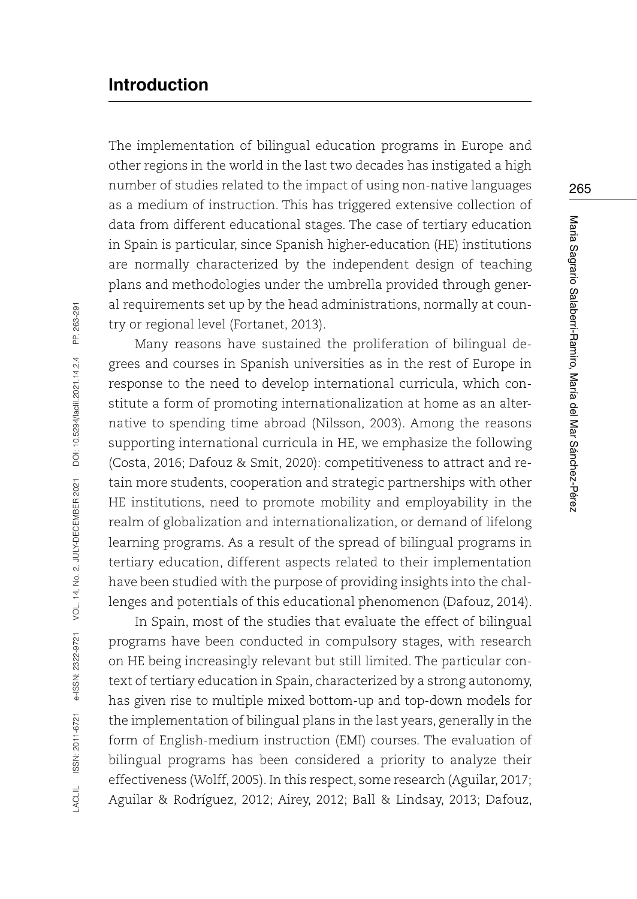## Introduction

The implementation of bilingual education programs in Europe and other regions in the world in the last two decades has instigated a high number of studies related to the impact of using non-native languages as a medium of instruction. This has triggered extensive collection of data from different educational stages. The case of tertiary education in Spain is particular, since Spanish higher-education (HE) institutions are normally characterized by the independent design of teaching plans and methodologies under the umbrella provided through general requirements set up by the head administrations, normally at country or regional level (Fortanet, 2013).

Many reasons have sustained the proliferation of bilingual degrees and courses in Spanish universities as in the rest of Europe in response to the need to develop international curricula, which constitute a form of promoting internationalization at home as an alternative to spending time abroad (Nilsson, 2003). Among the reasons supporting international curricula in HE, we emphasize the following (Costa, 2016; Dafouz & Smit, 2020): competitiveness to attract and retain more students, cooperation and strategic partnerships with other HE institutions, need to promote mobility and employability in the realm of globalization and internationalization, or demand of lifelong learning programs. As a result of the spread of bilingual programs in tertiary education, different aspects related to their implementation have been studied with the purpose of providing insights into the challenges and potentials of this educational phenomenon (Dafouz, 2014).

In Spain, most of the studies that evaluate the effect of bilingual programs have been conducted in compulsory stages, with research on HE being increasingly relevant but still limited. The particular context of tertiary education in Spain, characterized by a strong autonomy, has given rise to multiple mixed bottom-up and top-down models for the implementation of bilingual plans in the last years, generally in the form of English-medium instruction (EMI) courses. The evaluation of bilingual programs has been considered a priority to analyze their effectiveness (Wolff, 2005). In this respect, some research (Aguilar, 2017; Aguilar & Rodríguez, 2012; Airey, 2012; Ball & Lindsay, 2013; Dafouz,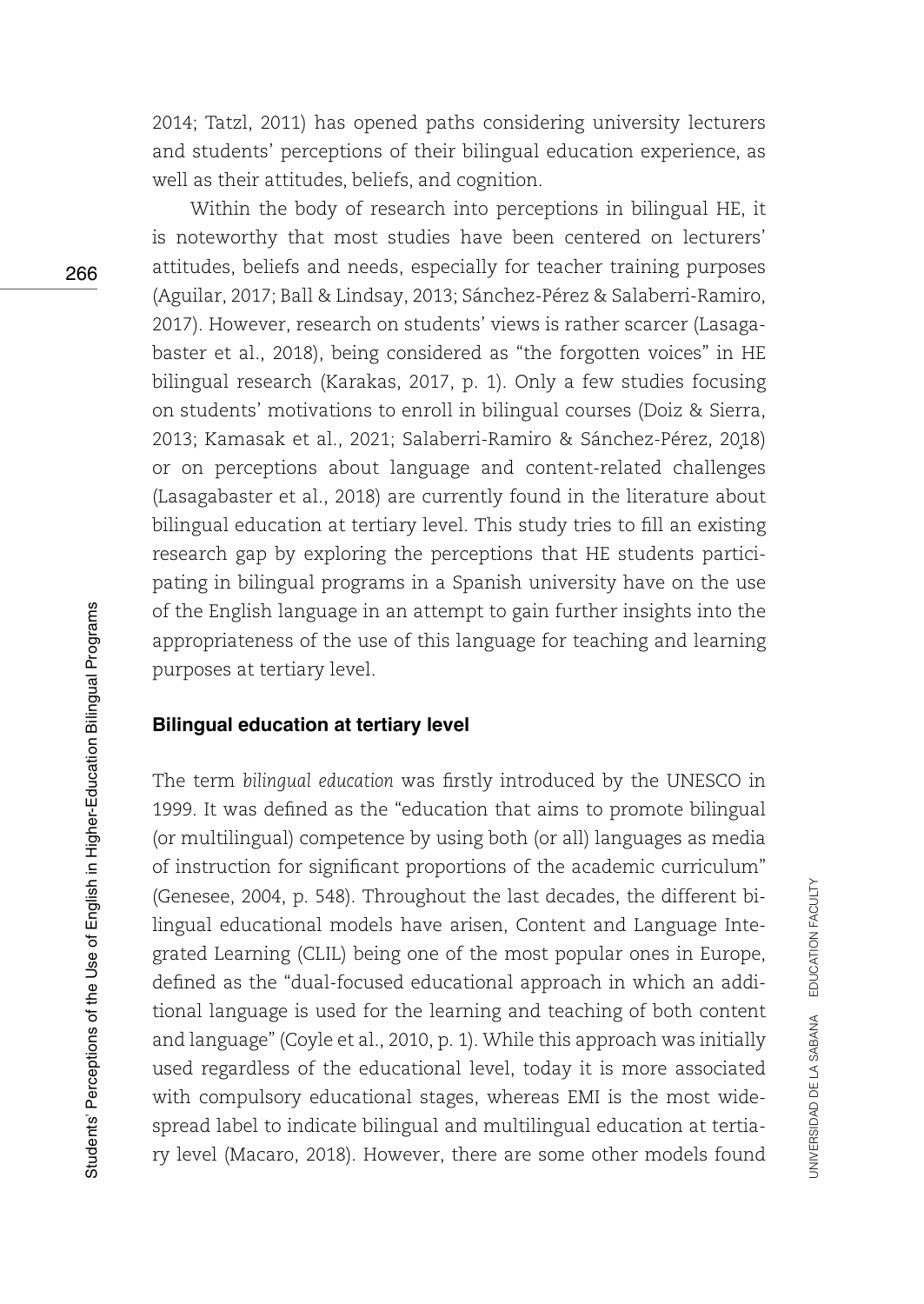2014; Tatzl, 2011) has opened paths considering university lecturers and students' perceptions of their bilingual education experience, as well as their attitudes, beliefs, and cognition.

Within the body of research into perceptions in bilingual HE, it is noteworthy that most studies have been centered on lecturers' attitudes, beliefs and needs, especially for teacher training purposes (Aguilar, 2017; Ball & Lindsay, 2013; Sánchez-Pérez & Salaberri-Ramiro, 2017). However, research on students' views is rather scarcer (Lasagabaster et al., 2018), being considered as "the forgotten voices" in HE bilingual research (Karakas, 2017, p. 1). Only a few studies focusing on students' motivations to enroll in bilingual courses (Doiz & Sierra, 2013; Kamasak et al., 2021; Salaberri-Ramiro & Sánchez-Pérez, 2018) or on perceptions about language and content-related challenges (Lasagabaster et al., 2018) are currently found in the literature about bilingual education at tertiary level. This study tries to fill an existing research gap by exploring the perceptions that HE students participating in bilingual programs in a Spanish university have on the use of the English language in an attempt to gain further insights into the appropriateness of the use of this language for teaching and learning purposes at tertiary level.

## Bilingual education at tertiary level

The term *bilingual education* was firstly introduced by the UNESCO in 1999. It was defined as the "education that aims to promote bilingual (or multilingual) competence by using both (or all) languages as media of instruction for significant proportions of the academic curriculum" (Genesee, 2004, p. 548). Throughout the last decades, the different bilingual educational models have arisen, Content and Language Integrated Learning (CLIL) being one of the most popular ones in Europe, defined as the "dual-focused educational approach in which an additional language is used for the learning and teaching of both content and language" (Coyle et al., 2010, p. 1). While this approach was initially used regardless of the educational level, today it is more associated with compulsory educational stages, whereas EMI is the most widespread label to indicate bilingual and multilingual education at tertiary level (Macaro, 2018). However, there are some other models found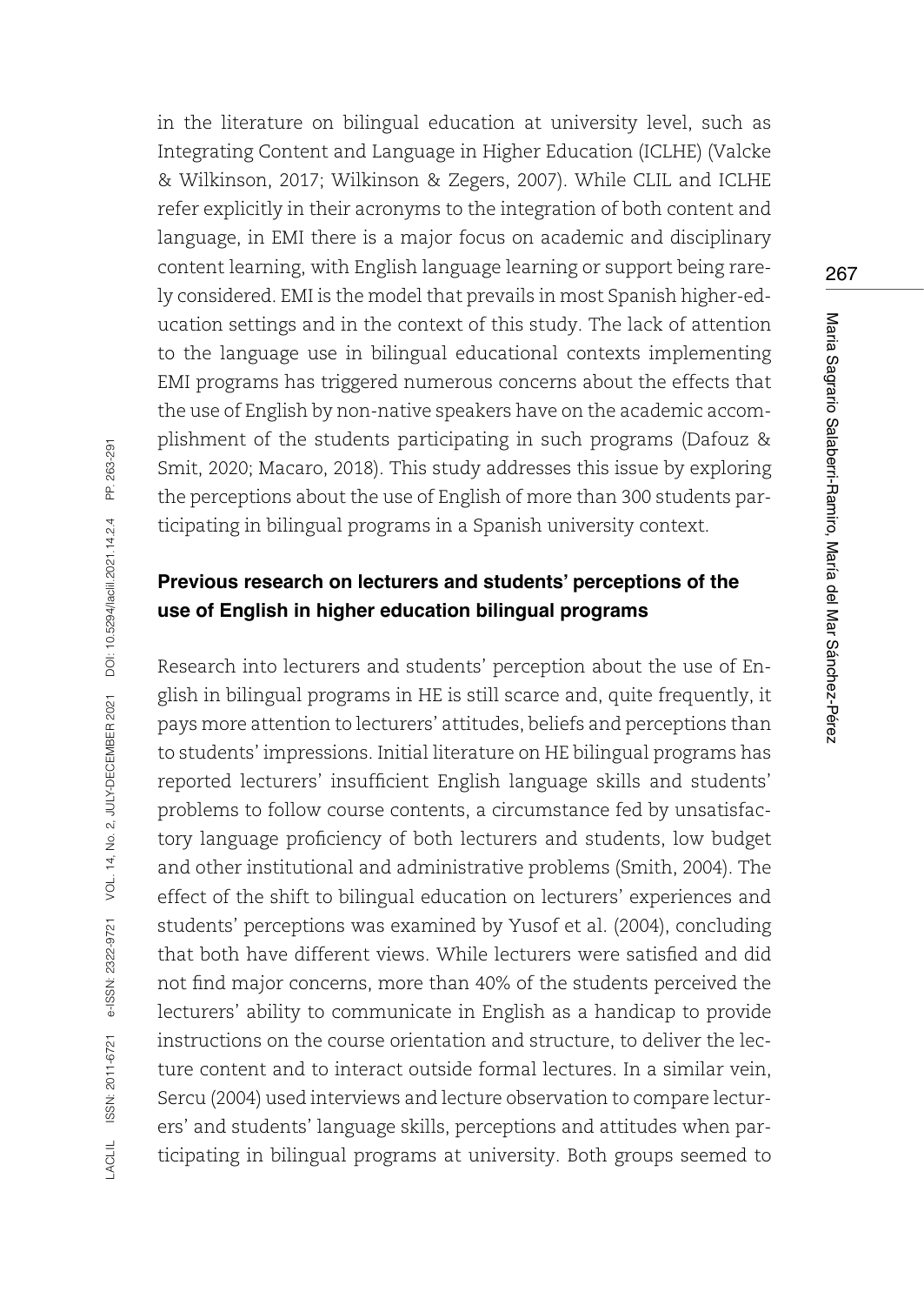in the literature on bilingual education at university level, such as Integrating Content and Language in Higher Education (ICLHE) (Valcke & Wilkinson, 2017; Wilkinson & Zegers, 2007). While CLIL and ICLHE refer explicitly in their acronyms to the integration of both content and language, in EMI there is a major focus on academic and disciplinary content learning, with English language learning or support being rarely considered. EMI is the model that prevails in most Spanish higher-education settings and in the context of this study. The lack of attention to the language use in bilingual educational contexts implementing EMI programs has triggered numerous concerns about the effects that the use of English by non-native speakers have on the academic accomplishment of the students participating in such programs (Dafouz & Smit, 2020; Macaro, 2018). This study addresses this issue by exploring the perceptions about the use of English of more than 300 students participating in bilingual programs in a Spanish university context.

## Previous research on lecturers and students' perceptions of the use of English in higher education bilingual programs

Research into lecturers and students' perception about the use of English in bilingual programs in HE is still scarce and, quite frequently, it pays more attention to lecturers' attitudes, beliefs and perceptions than to students' impressions. Initial literature on HE bilingual programs has reported lecturers' insufficient English language skills and students' problems to follow course contents, a circumstance fed by unsatisfactory language proficiency of both lecturers and students, low budget and other institutional and administrative problems (Smith, 2004). The effect of the shift to bilingual education on lecturers' experiences and students' perceptions was examined by Yusof et al. (2004), concluding that both have different views. While lecturers were satisfied and did not find major concerns, more than 40% of the students perceived the lecturers' ability to communicate in English as a handicap to provide instructions on the course orientation and structure, to deliver the lecture content and to interact outside formal lectures. In a similar vein, Sercu (2004) used interviews and lecture observation to compare lecturers' and students' language skills, perceptions and attitudes when participating in bilingual programs at university. Both groups seemed to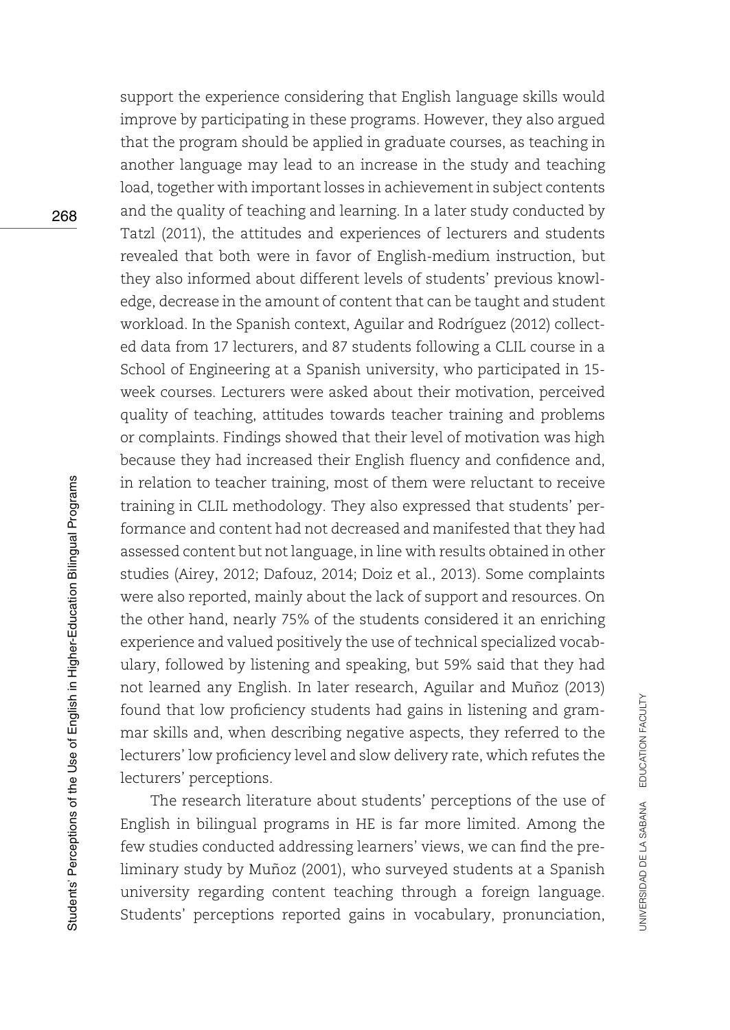support the experience considering that English language skills would improve by participating in these programs. However, they also argued that the program should be applied in graduate courses, as teaching in another language may lead to an increase in the study and teaching load, together with important losses in achievement in subject contents and the quality of teaching and learning. In a later study conducted by Tatzl (2011), the attitudes and experiences of lecturers and students revealed that both were in favor of English-medium instruction, but they also informed about different levels of students' previous knowledge, decrease in the amount of content that can be taught and student workload. In the Spanish context, Aguilar and Rodríguez (2012) collected data from 17 lecturers, and 87 students following a CLIL course in a School of Engineering at a Spanish university, who participated in 15-week courses. Lecturers were asked about their motivation, perceived quality of teaching, attitudes towards teacher training and problems or complaints. Findings showed that their level of motivation was high because they had increased their English fluency and confidence and, in relation to teacher training, most of them were reluctant to receive training in CLIL methodology. They also expressed that students' performance and content had not decreased and manifested that they had assessed content but not language, in line with results obtained in other studies (Airey, 2012; Dafouz, 2014; Doiz et al., 2013). Some complaints were also reported, mainly about the lack of support and resources. On the other hand, nearly 75% of the students considered it an enriching experience and valued positively the use of technical specialized vocabulary, followed by listening and speaking, but 59% said that they had not learned any English. In later research, Aguilar and Muñoz (2013) found that low proficiency students had gains in listening and grammar skills and, when describing negative aspects, they referred to the lecturers' low proficiency level and slow delivery rate, which refutes the lecturers' perceptions.

The research literature about students' perceptions of the use of English in bilingual programs in HE is far more limited. Among the few studies conducted addressing learners' views, we can find the preliminary study by Muñoz (2001), who surveyed students at a Spanish university regarding content teaching through a foreign language. Students' perceptions reported gains in vocabulary, pronunciation,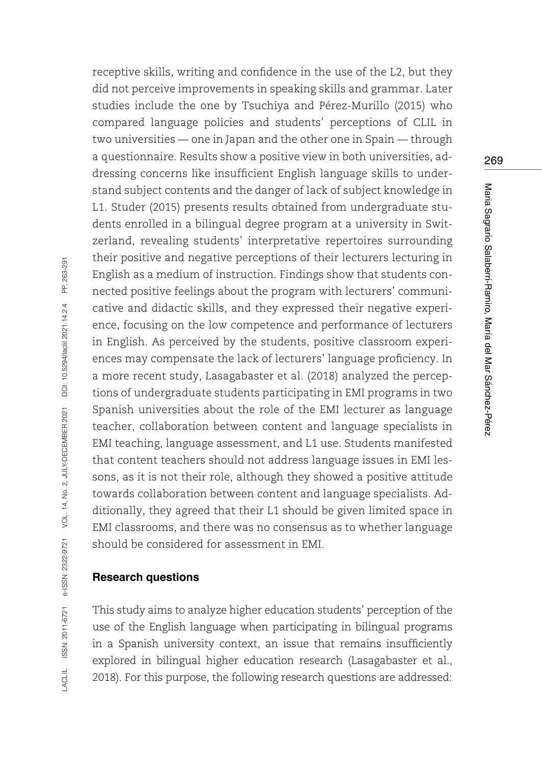receptive skills, writing and confidence in the use of the L2, but they did not perceive improvements in speaking skills and grammar. Later studies include the one by Tsuchiya and Pérez-Murillo (2015) who compared language policies and students' perceptions of CLIL in two universities — one in Japan and the other one in Spain — through a questionnaire. Results show a positive view in both universities, addressing concerns like insufficient English language skills to understand subject contents and the danger of lack of subject knowledge in L1. Studer (2015) presents results obtained from undergraduate students enrolled in a bilingual degree program at a university in Switzerland, revealing students' interpretative repertoires surrounding their positive and negative perceptions of their lecturers lecturing in English as a medium of instruction. Findings show that students connected positive feelings about the program with lecturers' communicative and didactic skills, and they expressed their negative experience, focusing on the low competence and performance of lecturers in English. As perceived by the students, positive classroom experiences may compensate the lack of lecturers' language proficiency. In a more recent study, Lasagabaster et al. (2018) analyzed the perceptions of undergraduate students participating in EMI programs in two Spanish universities about the role of the EMI lecturer as language teacher, collaboration between content and language specialists in EMI teaching, language assessment, and L1 use. Students manifested that content teachers should not address language issues in EMI lessons, as it is not their role, although they showed a positive attitude towards collaboration between content and language specialists. Additionally, they agreed that their L1 should be given limited space in EMI classrooms, and there was no consensus as to whether language should be considered for assessment in EMI.

## Research questions

This study aims to analyze higher education students' perception of the use of the English language when participating in bilingual programs in a Spanish university context, an issue that remains insufficiently explored in bilingual higher education research (Lasagabaster et al., 2018). For this purpose, the following research questions are addressed: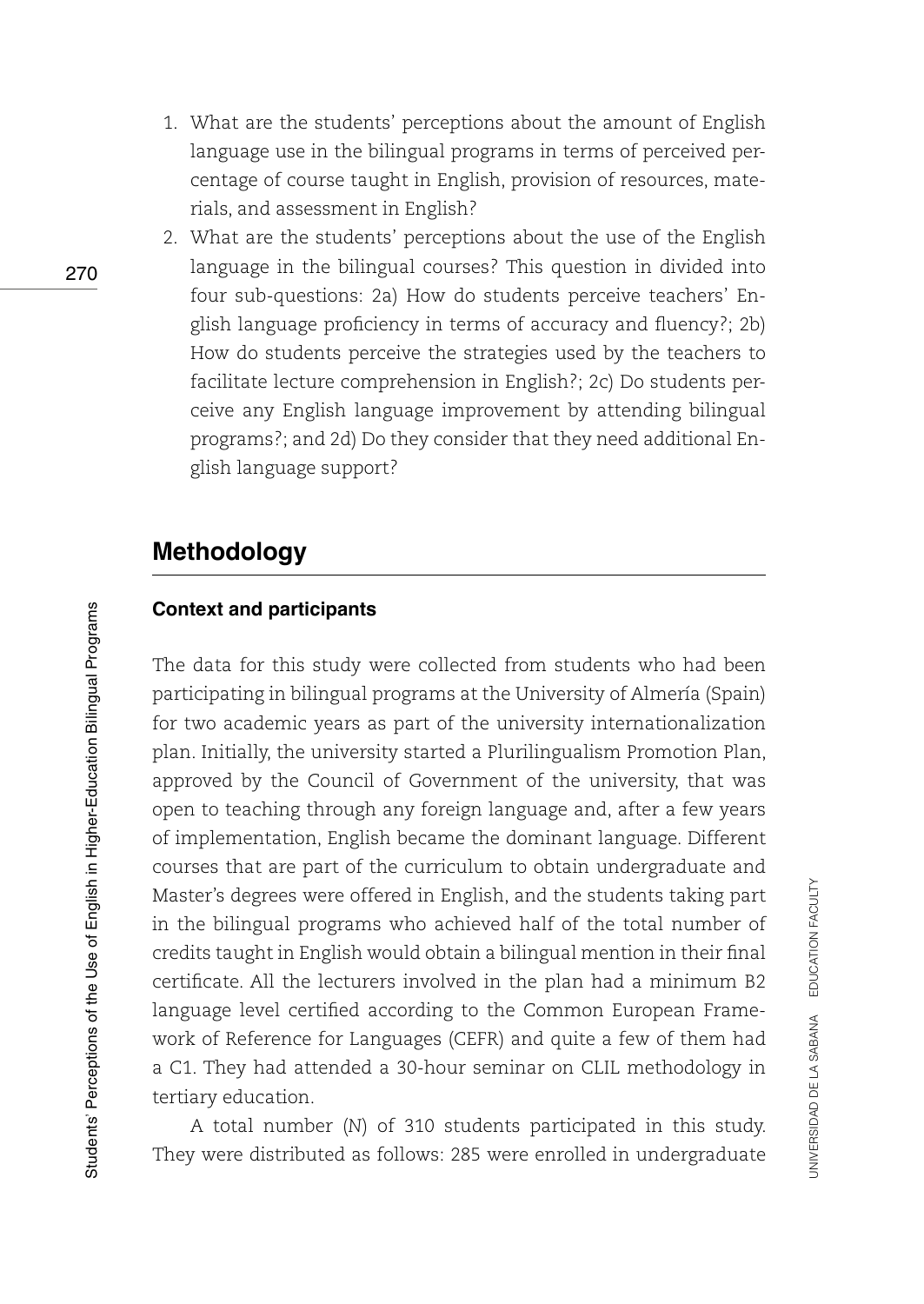1. What are the students' perceptions about the amount of English language use in the bilingual programs in terms of perceived percentage of course taught in English, provision of resources, materials, and assessment in English?
2. What are the students' perceptions about the use of the English language in the bilingual courses? This question in divided into four sub-questions: 2a) How do students perceive teachers' English language proficiency in terms of accuracy and fluency?; 2b) How do students perceive the strategies used by the teachers to facilitate lecture comprehension in English?; 2c) Do students perceive any English language improvement by attending bilingual programs?; and 2d) Do they consider that they need additional English language support?

## Methodology

### Context and participants

The data for this study were collected from students who had been participating in bilingual programs at the University of Almería (Spain) for two academic years as part of the university internationalization plan. Initially, the university started a Plurilingualism Promotion Plan, approved by the Council of Government of the university, that was open to teaching through any foreign language and, after a few years of implementation, English became the dominant language. Different courses that are part of the curriculum to obtain undergraduate and Master's degrees were offered in English, and the students taking part in the bilingual programs who achieved half of the total number of credits taught in English would obtain a bilingual mention in their final certificate. All the lecturers involved in the plan had a minimum B2 language level certified according to the Common European Framework of Reference for Languages (CEFR) and quite a few of them had a C1. They had attended a 30-hour seminar on CLIL methodology in tertiary education.

A total number (*N*) of 310 students participated in this study. They were distributed as follows: 285 were enrolled in undergraduate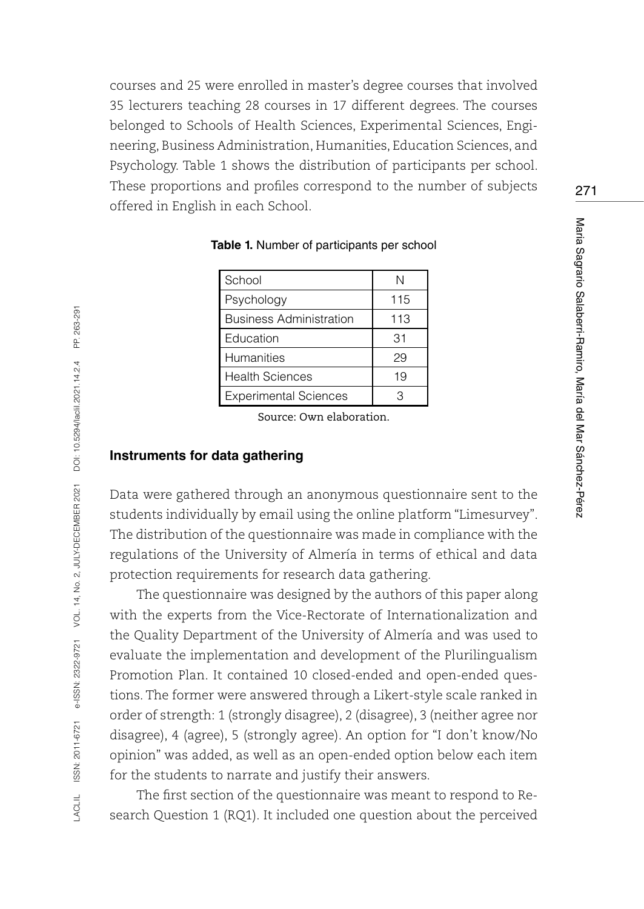courses and 25 were enrolled in master's degree courses that involved 35 lecturers teaching 28 courses in 17 different degrees. The courses belonged to Schools of Health Sciences, Experimental Sciences, Engineering, Business Administration, Humanities, Education Sciences, and Psychology. Table 1 shows the distribution of participants per school. These proportions and profiles correspond to the number of subjects offered in English in each School.

**Table 1.** Number of participants per school

| School | N |
|---|---|
| Psychology | 115 |
| Business Administration | 113 |
| Education | 31 |
| Humanities | 29 |
| Health Sciences | 19 |
| Experimental Sciences | 3 |

Source: Own elaboration.

### Instruments for data gathering

Data were gathered through an anonymous questionnaire sent to the students individually by email using the online platform "Limesurvey". The distribution of the questionnaire was made in compliance with the regulations of the University of Almería in terms of ethical and data protection requirements for research data gathering.

The questionnaire was designed by the authors of this paper along with the experts from the Vice-Rectorate of Internationalization and the Quality Department of the University of Almería and was used to evaluate the implementation and development of the Plurilingualism Promotion Plan. It contained 10 closed-ended and open-ended questions. The former were answered through a Likert-style scale ranked in order of strength: 1 (strongly disagree), 2 (disagree), 3 (neither agree nor disagree), 4 (agree), 5 (strongly agree). An option for "I don't know/No opinion" was added, as well as an open-ended option below each item for the students to narrate and justify their answers.

The first section of the questionnaire was meant to respond to Research Question 1 (RQ1). It included one question about the perceived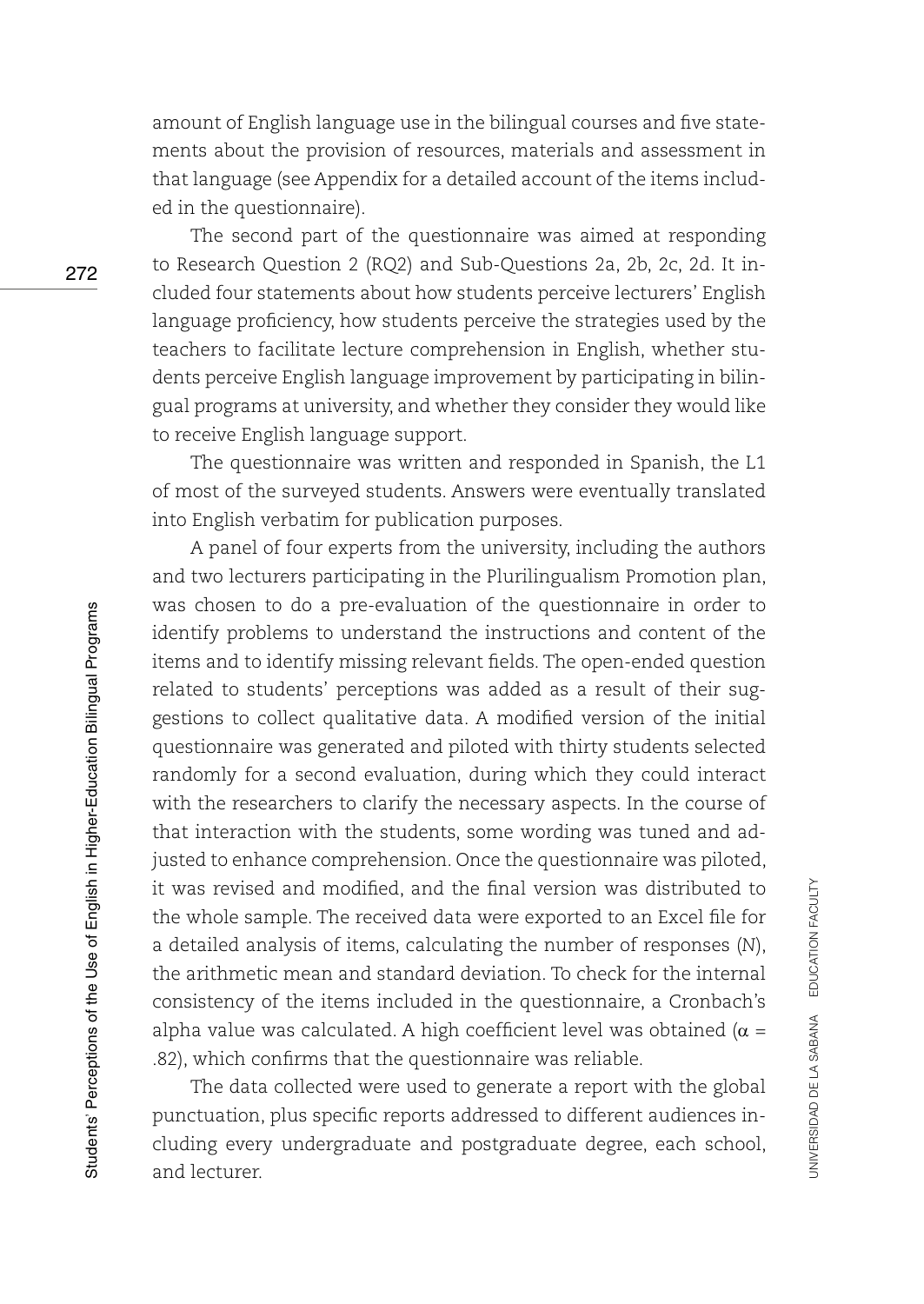amount of English language use in the bilingual courses and five statements about the provision of resources, materials and assessment in that language (see Appendix for a detailed account of the items included in the questionnaire).

The second part of the questionnaire was aimed at responding to Research Question 2 (RQ2) and Sub-Questions 2a, 2b, 2c, 2d. It included four statements about how students perceive lecturers' English language proficiency, how students perceive the strategies used by the teachers to facilitate lecture comprehension in English, whether students perceive English language improvement by participating in bilingual programs at university, and whether they consider they would like to receive English language support.

The questionnaire was written and responded in Spanish, the L1 of most of the surveyed students. Answers were eventually translated into English verbatim for publication purposes.

A panel of four experts from the university, including the authors and two lecturers participating in the Plurilingualism Promotion plan, was chosen to do a pre-evaluation of the questionnaire in order to identify problems to understand the instructions and content of the items and to identify missing relevant fields. The open-ended question related to students' perceptions was added as a result of their suggestions to collect qualitative data. A modified version of the initial questionnaire was generated and piloted with thirty students selected randomly for a second evaluation, during which they could interact with the researchers to clarify the necessary aspects. In the course of that interaction with the students, some wording was tuned and adjusted to enhance comprehension. Once the questionnaire was piloted, it was revised and modified, and the final version was distributed to the whole sample. The received data were exported to an Excel file for a detailed analysis of items, calculating the number of responses ($N$), the arithmetic mean and standard deviation. To check for the internal consistency of the items included in the questionnaire, a Cronbach's alpha value was calculated. A high coefficient level was obtained ($\alpha$ = .82), which confirms that the questionnaire was reliable.

The data collected were used to generate a report with the global punctuation, plus specific reports addressed to different audiences including every undergraduate and postgraduate degree, each school, and lecturer.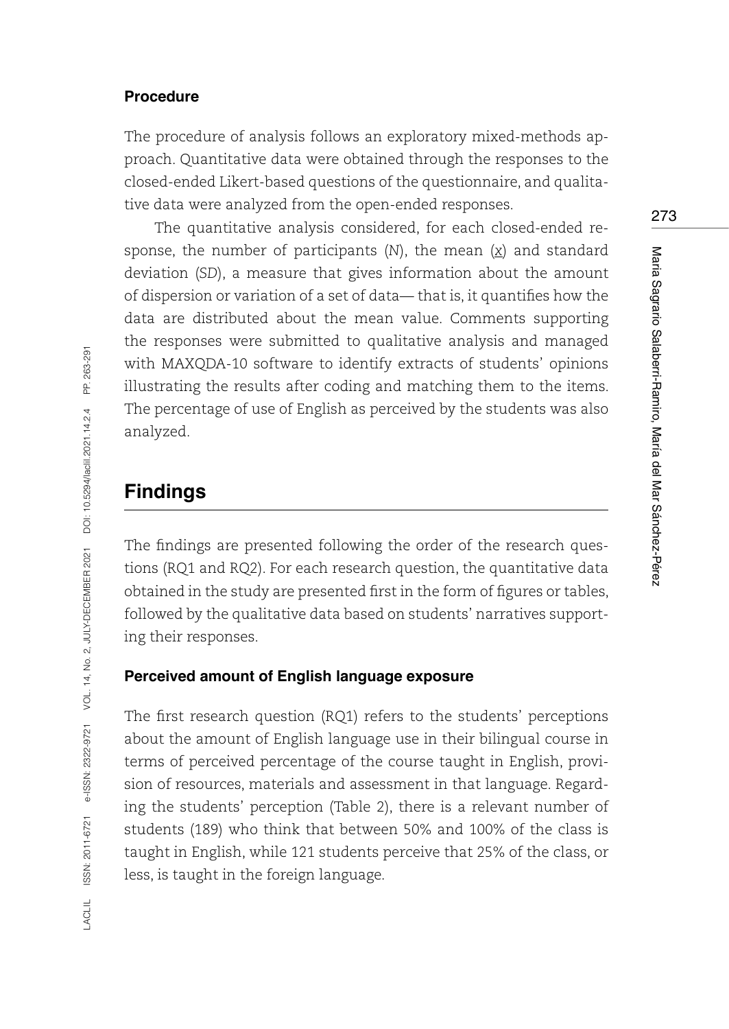### Procedure

The procedure of analysis follows an exploratory mixed-methods approach. Quantitative data were obtained through the responses to the closed-ended Likert-based questions of the questionnaire, and qualitative data were analyzed from the open-ended responses.

The quantitative analysis considered, for each closed-ended response, the number of participants (*N*), the mean ($\underline{x}$) and standard deviation (*SD*), a measure that gives information about the amount of dispersion or variation of a set of data— that is, it quantifies how the data are distributed about the mean value. Comments supporting the responses were submitted to qualitative analysis and managed with MAXQDA-10 software to identify extracts of students' opinions illustrating the results after coding and matching them to the items. The percentage of use of English as perceived by the students was also analyzed.

## Findings

The findings are presented following the order of the research questions (RQ1 and RQ2). For each research question, the quantitative data obtained in the study are presented first in the form of figures or tables, followed by the qualitative data based on students' narratives supporting their responses.

### Perceived amount of English language exposure

The first research question (RQ1) refers to the students' perceptions about the amount of English language use in their bilingual course in terms of perceived percentage of the course taught in English, provision of resources, materials and assessment in that language. Regarding the students' perception (Table 2), there is a relevant number of students (189) who think that between 50% and 100% of the class is taught in English, while 121 students perceive that 25% of the class, or less, is taught in the foreign language.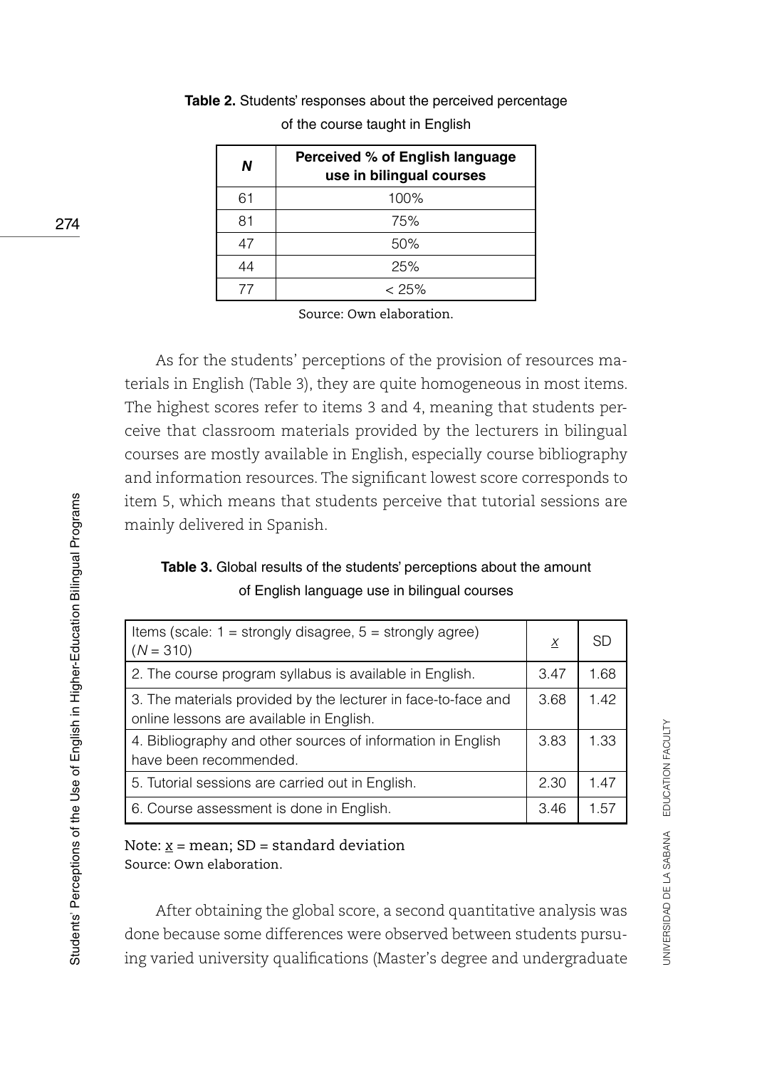**Table 2.** Students' responses about the perceived percentage of the course taught in English

| *N* | Perceived % of English language use in bilingual courses |
|---|---|
| 61 | 100% |
| 81 | 75% |
| 47 | 50% |
| 44 | 25% |
| 77 | < 25% |

Source: Own elaboration.

As for the students' perceptions of the provision of resources materials in English (Table 3), they are quite homogeneous in most items. The highest scores refer to items 3 and 4, meaning that students perceive that classroom materials provided by the lecturers in bilingual courses are mostly available in English, especially course bibliography and information resources. The significant lowest score corresponds to item 5, which means that students perceive that tutorial sessions are mainly delivered in Spanish.

**Table 3.** Global results of the students' perceptions about the amount of English language use in bilingual courses

| Items (scale: 1 = strongly disagree, 5 = strongly agree) ($N$ = 310) | $\underline{x}$ | SD |
|---|---|---|
| 2. The course program syllabus is available in English. | 3.47 | 1.68 |
| 3. The materials provided by the lecturer in face-to-face and online lessons are available in English. | 3.68 | 1.42 |
| 4. Bibliography and other sources of information in English have been recommended. | 3.83 | 1.33 |
| 5. Tutorial sessions are carried out in English. | 2.30 | 1.47 |
| 6. Course assessment is done in English. | 3.46 | 1.57 |

Note: $\underline{x}$ = mean; SD = standard deviation
Source: Own elaboration.

After obtaining the global score, a second quantitative analysis was done because some differences were observed between students pursuing varied university qualifications (Master's degree and undergraduate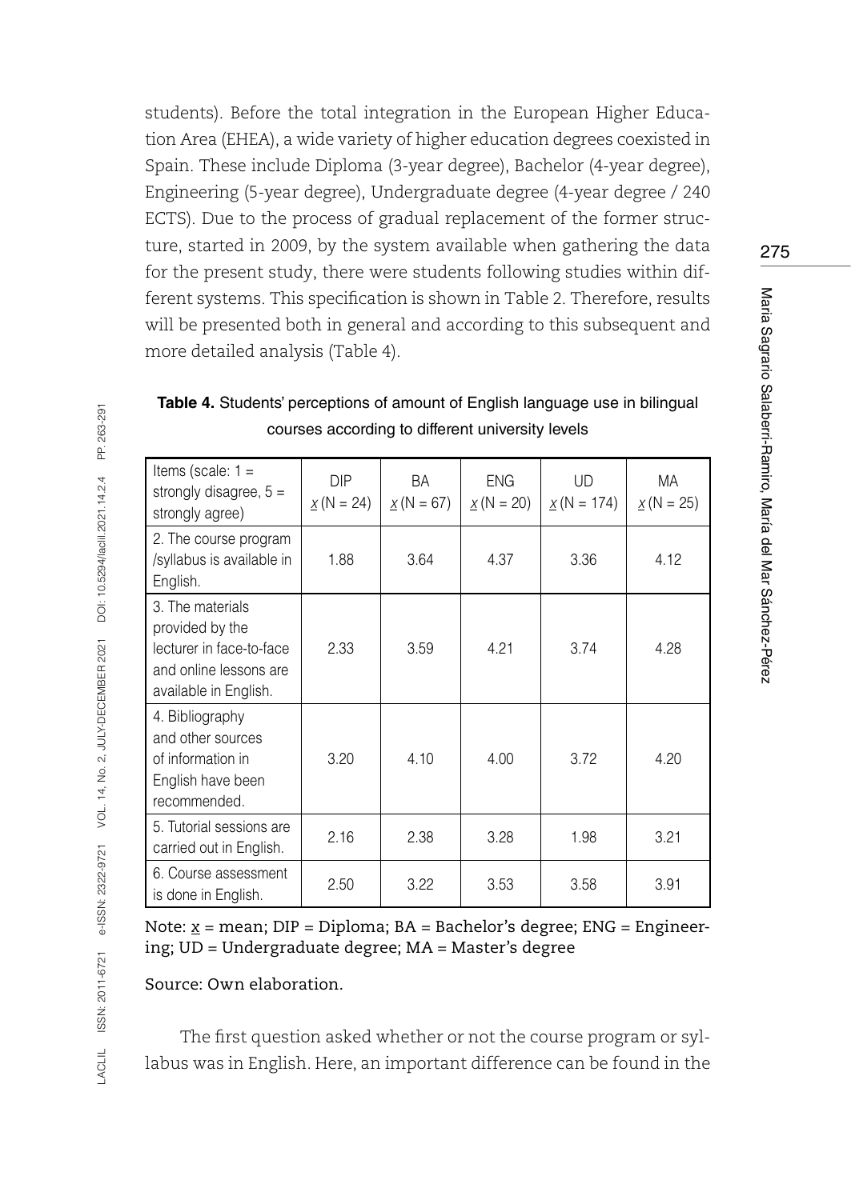students). Before the total integration in the European Higher Education Area (EHEA), a wide variety of higher education degrees coexisted in Spain. These include Diploma (3-year degree), Bachelor (4-year degree), Engineering (5-year degree), Undergraduate degree (4-year degree / 240 ECTS). Due to the process of gradual replacement of the former structure, started in 2009, by the system available when gathering the data for the present study, there were students following studies within different systems. This specification is shown in Table 2. Therefore, results will be presented both in general and according to this subsequent and more detailed analysis (Table 4).

**Table 4.** Students' perceptions of amount of English language use in bilingual courses according to different university levels

| Items (scale: 1 = strongly disagree, 5 = strongly agree) | DIP $\underline{x}$ (N = 24) | BA $\underline{x}$ (N = 67) | ENG $\underline{x}$ (N = 20) | UD $\underline{x}$ (N = 174) | MA $\underline{x}$ (N = 25) |
|---|---|---|---|---|---|
| 2. The course program /syllabus is available in English. | 1.88 | 3.64 | 4.37 | 3.36 | 4.12 |
| 3. The materials provided by the lecturer in face-to-face and online lessons are available in English. | 2.33 | 3.59 | 4.21 | 3.74 | 4.28 |
| 4. Bibliography and other sources of information in English have been recommended. | 3.20 | 4.10 | 4.00 | 3.72 | 4.20 |
| 5. Tutorial sessions are carried out in English. | 2.16 | 2.38 | 3.28 | 1.98 | 3.21 |
| 6. Course assessment is done in English. | 2.50 | 3.22 | 3.53 | 3.58 | 3.91 |

Note: $\underline{x}$ = mean; DIP = Diploma; BA = Bachelor's degree; ENG = Engineering; UD = Undergraduate degree; MA = Master's degree

Source: Own elaboration.

The first question asked whether or not the course program or syllabus was in English. Here, an important difference can be found in the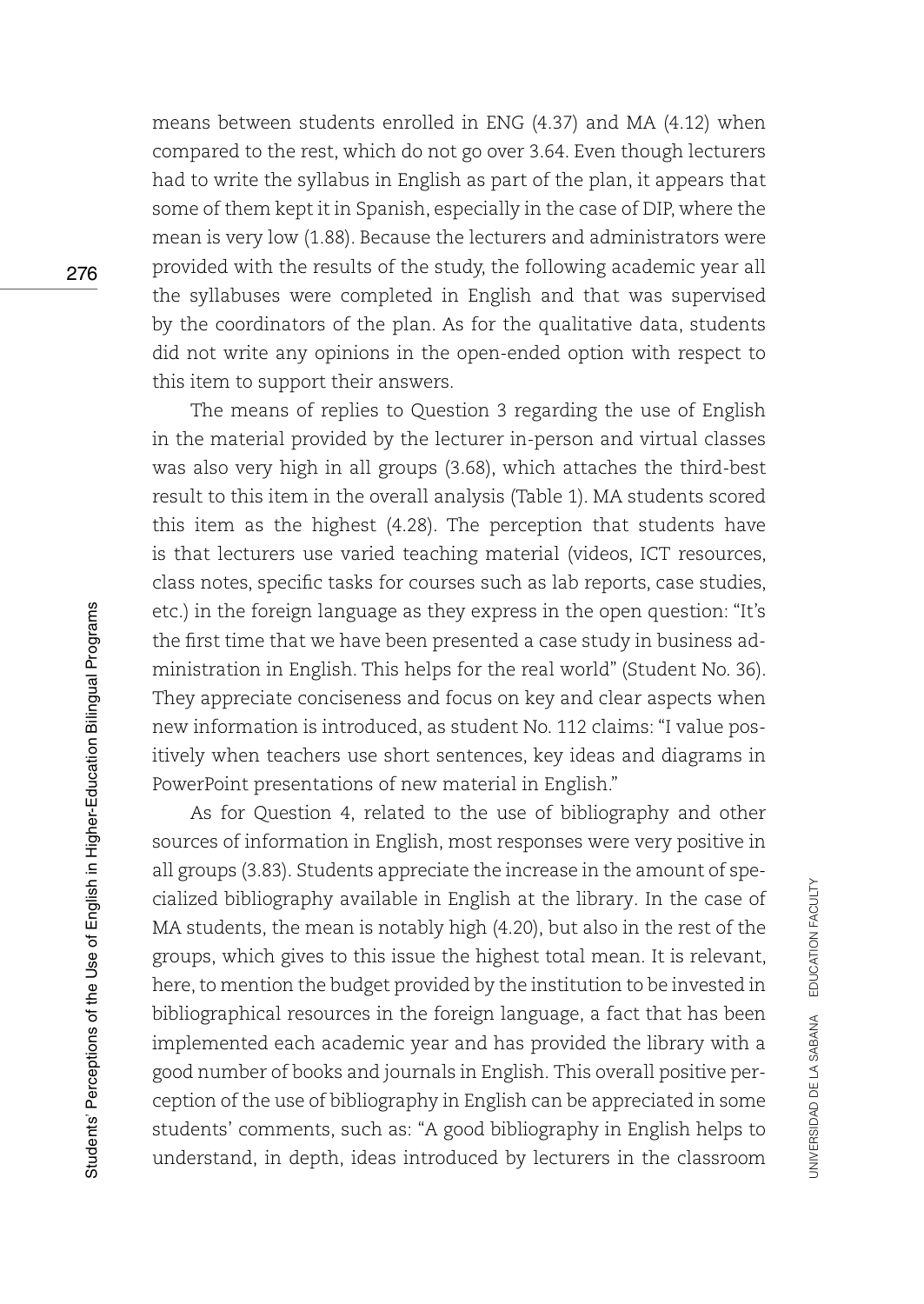means between students enrolled in ENG (4.37) and MA (4.12) when compared to the rest, which do not go over 3.64. Even though lecturers had to write the syllabus in English as part of the plan, it appears that some of them kept it in Spanish, especially in the case of DIP, where the mean is very low (1.88). Because the lecturers and administrators were provided with the results of the study, the following academic year all the syllabuses were completed in English and that was supervised by the coordinators of the plan. As for the qualitative data, students did not write any opinions in the open-ended option with respect to this item to support their answers.

The means of replies to Question 3 regarding the use of English in the material provided by the lecturer in-person and virtual classes was also very high in all groups (3.68), which attaches the third-best result to this item in the overall analysis (Table 1). MA students scored this item as the highest (4.28). The perception that students have is that lecturers use varied teaching material (videos, ICT resources, class notes, specific tasks for courses such as lab reports, case studies, etc.) in the foreign language as they express in the open question: "It's the first time that we have been presented a case study in business administration in English. This helps for the real world" (Student No. 36). They appreciate conciseness and focus on key and clear aspects when new information is introduced, as student No. 112 claims: "I value positively when teachers use short sentences, key ideas and diagrams in PowerPoint presentations of new material in English."

As for Question 4, related to the use of bibliography and other sources of information in English, most responses were very positive in all groups (3.83). Students appreciate the increase in the amount of specialized bibliography available in English at the library. In the case of MA students, the mean is notably high (4.20), but also in the rest of the groups, which gives to this issue the highest total mean. It is relevant, here, to mention the budget provided by the institution to be invested in bibliographical resources in the foreign language, a fact that has been implemented each academic year and has provided the library with a good number of books and journals in English. This overall positive perception of the use of bibliography in English can be appreciated in some students' comments, such as: "A good bibliography in English helps to understand, in depth, ideas introduced by lecturers in the classroom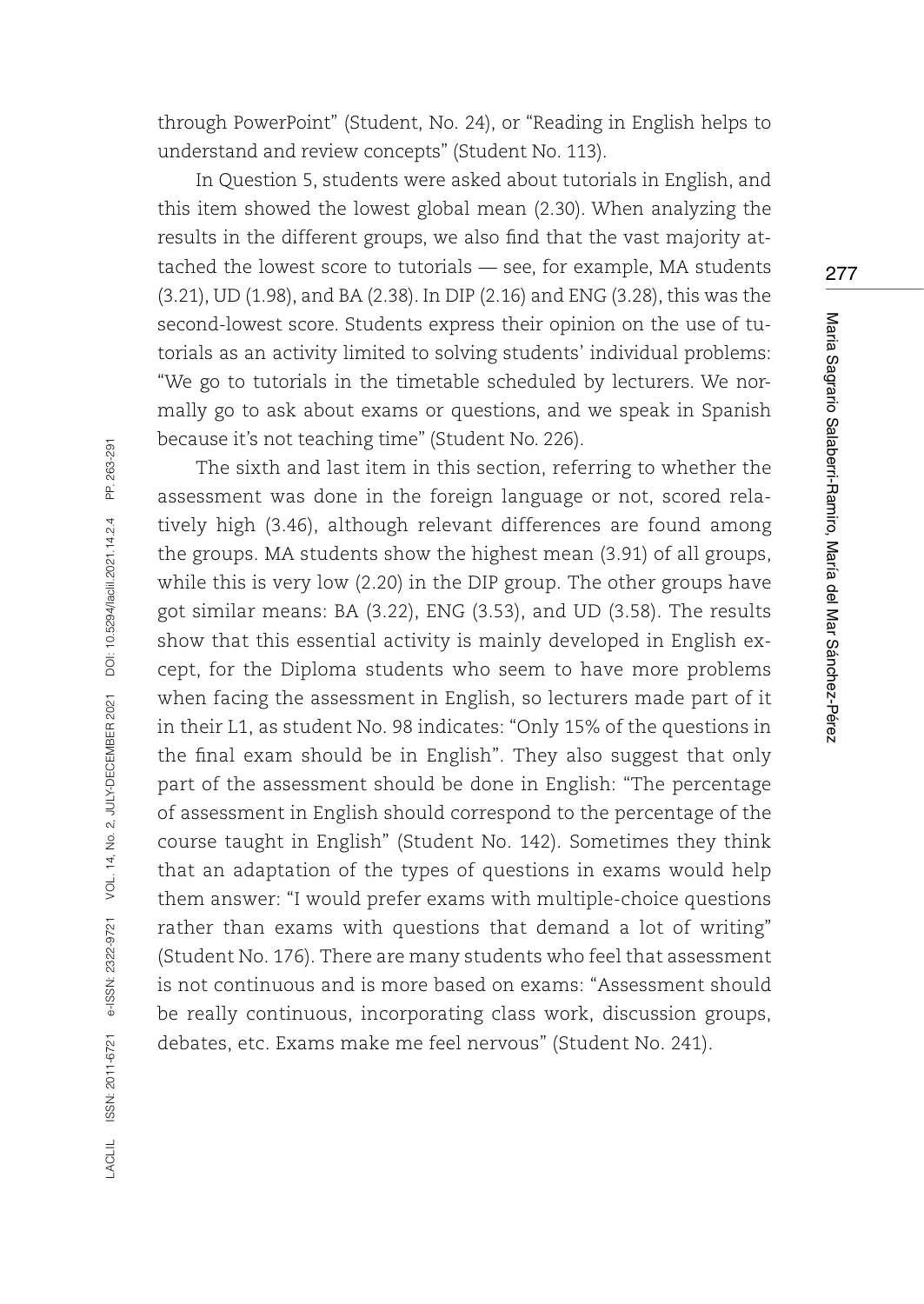through PowerPoint" (Student, No. 24), or "Reading in English helps to understand and review concepts" (Student No. 113).

In Question 5, students were asked about tutorials in English, and this item showed the lowest global mean (2.30). When analyzing the results in the different groups, we also find that the vast majority attached the lowest score to tutorials — see, for example, MA students (3.21), UD (1.98), and BA (2.38). In DIP (2.16) and ENG (3.28), this was the second-lowest score. Students express their opinion on the use of tutorials as an activity limited to solving students' individual problems: "We go to tutorials in the timetable scheduled by lecturers. We normally go to ask about exams or questions, and we speak in Spanish because it's not teaching time" (Student No. 226).

The sixth and last item in this section, referring to whether the assessment was done in the foreign language or not, scored relatively high (3.46), although relevant differences are found among the groups. MA students show the highest mean (3.91) of all groups, while this is very low (2.20) in the DIP group. The other groups have got similar means: BA (3.22), ENG (3.53), and UD (3.58). The results show that this essential activity is mainly developed in English except, for the Diploma students who seem to have more problems when facing the assessment in English, so lecturers made part of it in their L1, as student No. 98 indicates: "Only 15% of the questions in the final exam should be in English". They also suggest that only part of the assessment should be done in English: "The percentage of assessment in English should correspond to the percentage of the course taught in English" (Student No. 142). Sometimes they think that an adaptation of the types of questions in exams would help them answer: "I would prefer exams with multiple-choice questions rather than exams with questions that demand a lot of writing" (Student No. 176). There are many students who feel that assessment is not continuous and is more based on exams: "Assessment should be really continuous, incorporating class work, discussion groups, debates, etc. Exams make me feel nervous" (Student No. 241).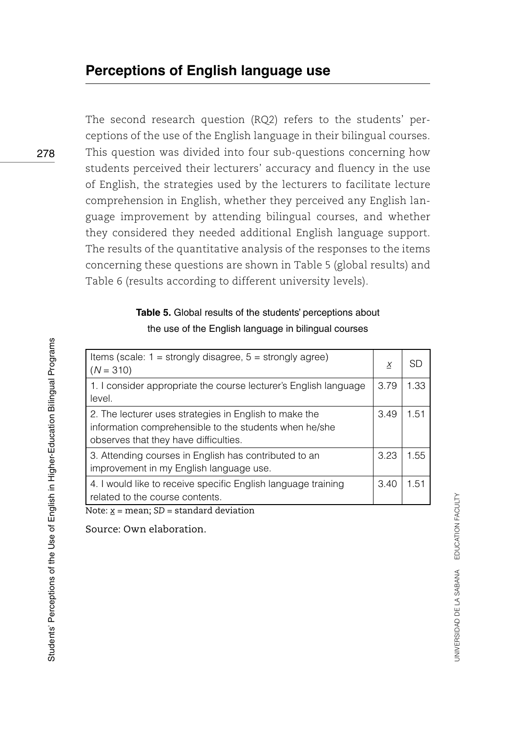## Perceptions of English language use

The second research question (RQ2) refers to the students' perceptions of the use of the English language in their bilingual courses. This question was divided into four sub-questions concerning how students perceived their lecturers' accuracy and fluency in the use of English, the strategies used by the lecturers to facilitate lecture comprehension in English, whether they perceived any English language improvement by attending bilingual courses, and whether they considered they needed additional English language support. The results of the quantitative analysis of the responses to the items concerning these questions are shown in Table 5 (global results) and Table 6 (results according to different university levels).

**Table 5.** Global results of the students' perceptions about the use of the English language in bilingual courses

| Items (scale: 1 = strongly disagree, 5 = strongly agree) (*N* = 310) | $\underline{x}$ | SD |
|---|---|---|
| 1. I consider appropriate the course lecturer's English language level. | 3.79 | 1.33 |
| 2. The lecturer uses strategies in English to make the information comprehensible to the students when he/she observes that they have difficulties. | 3.49 | 1.51 |
| 3. Attending courses in English has contributed to an improvement in my English language use. | 3.23 | 1.55 |
| 4. I would like to receive specific English language training related to the course contents. | 3.40 | 1.51 |

Note: $\underline{x}$ = mean; *SD* = standard deviation

Source: Own elaboration.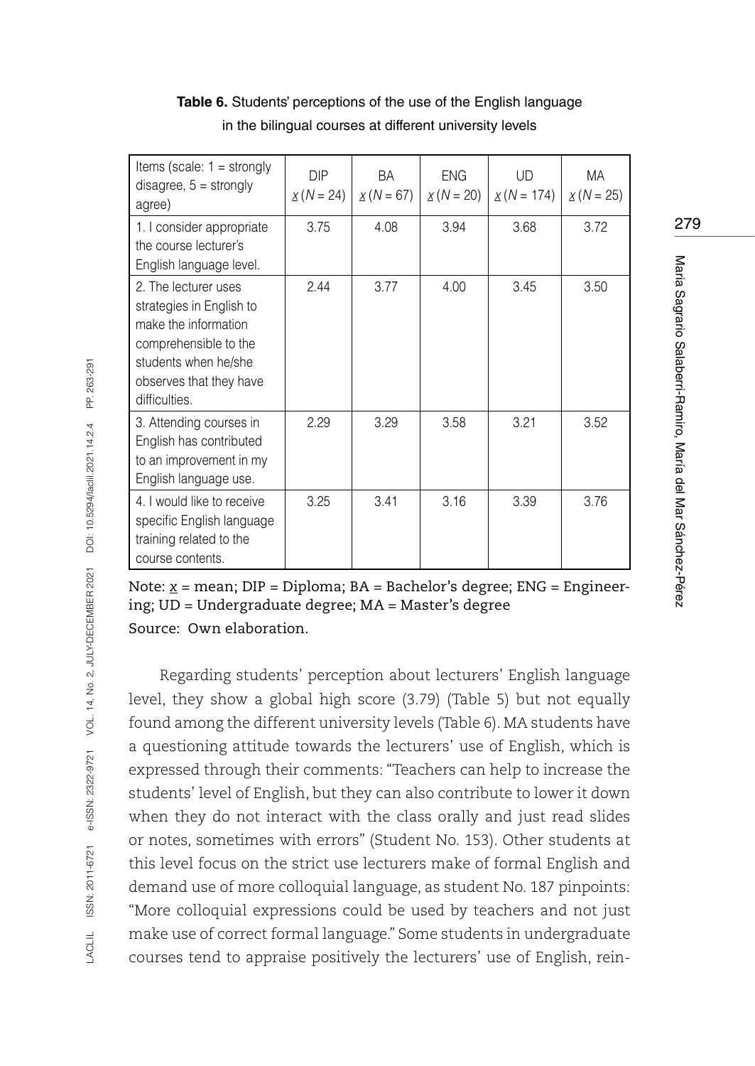**Table 6.** Students' perceptions of the use of the English language in the bilingual courses at different university levels

| Items (scale: 1 = strongly disagree, 5 = strongly agree) | DIP $\underline{x}$ (*N* = 24) | BA $\underline{x}$ (*N* = 67) | ENG $\underline{x}$ (*N* = 20) | UD $\underline{x}$ (*N* = 174) | MA $\underline{x}$ (*N* = 25) |
|---|---|---|---|---|---|
| 1. I consider appropriate the course lecturer's English language level. | 3.75 | 4.08 | 3.94 | 3.68 | 3.72 |
| 2. The lecturer uses strategies in English to make the information comprehensible to the students when he/she observes that they have difficulties. | 2.44 | 3.77 | 4.00 | 3.45 | 3.50 |
| 3. Attending courses in English has contributed to an improvement in my English language use. | 2.29 | 3.29 | 3.58 | 3.21 | 3.52 |
| 4. I would like to receive specific English language training related to the course contents. | 3.25 | 3.41 | 3.16 | 3.39 | 3.76 |

Note: $\underline{x}$ = mean; DIP = Diploma; BA = Bachelor's degree; ENG = Engineering; UD = Undergraduate degree; MA = Master's degree
Source: Own elaboration.

Regarding students' perception about lecturers' English language level, they show a global high score (3.79) (Table 5) but not equally found among the different university levels (Table 6). MA students have a questioning attitude towards the lecturers' use of English, which is expressed through their comments: "Teachers can help to increase the students' level of English, but they can also contribute to lower it down when they do not interact with the class orally and just read slides or notes, sometimes with errors" (Student No. 153). Other students at this level focus on the strict use lecturers make of formal English and demand use of more colloquial language, as student No. 187 pinpoints: "More colloquial expressions could be used by teachers and not just make use of correct formal language." Some students in undergraduate courses tend to appraise positively the lecturers' use of English, rein-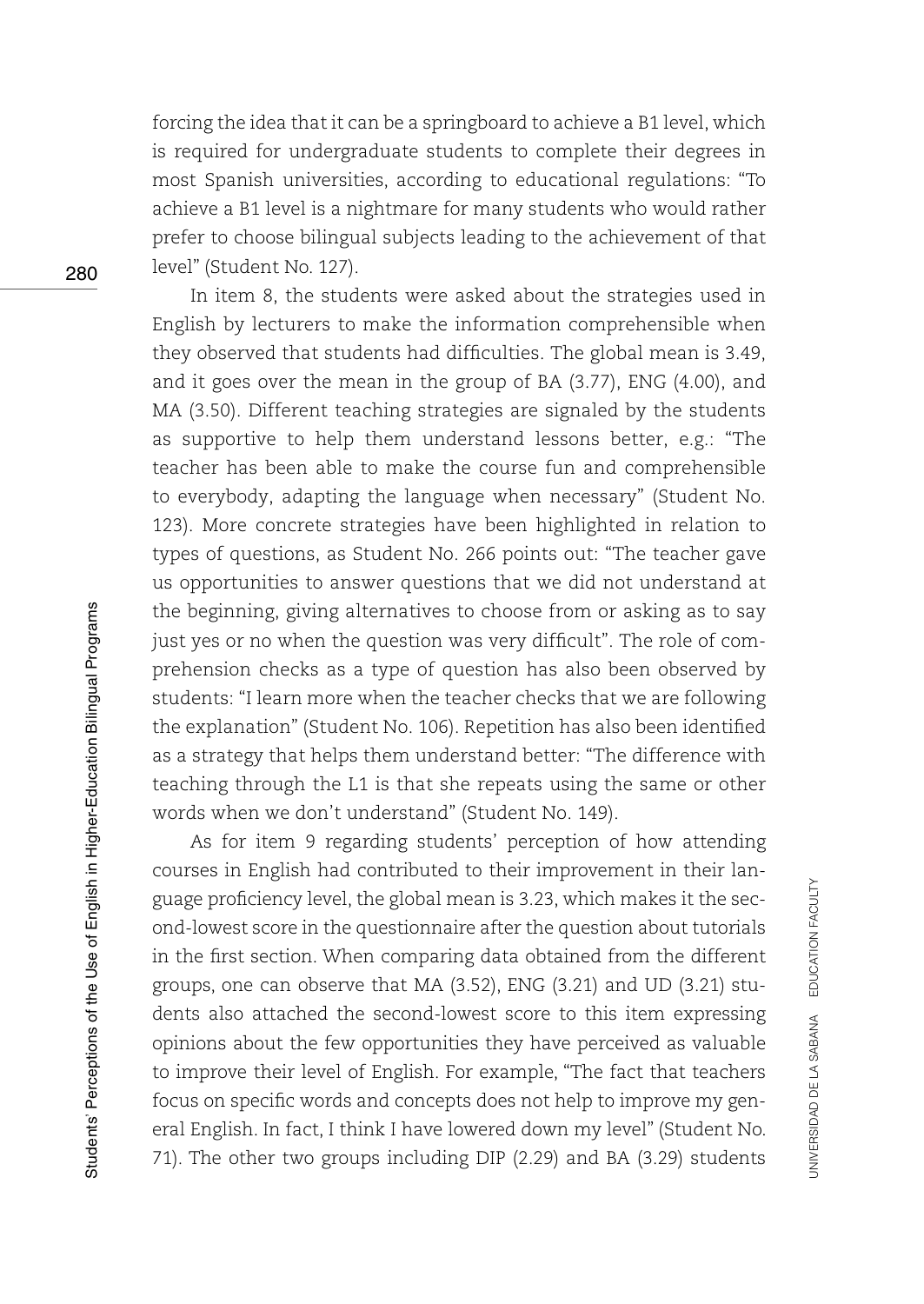forcing the idea that it can be a springboard to achieve a B1 level, which is required for undergraduate students to complete their degrees in most Spanish universities, according to educational regulations: "To achieve a B1 level is a nightmare for many students who would rather prefer to choose bilingual subjects leading to the achievement of that level" (Student No. 127).

In item 8, the students were asked about the strategies used in English by lecturers to make the information comprehensible when they observed that students had difficulties. The global mean is 3.49, and it goes over the mean in the group of BA (3.77), ENG (4.00), and MA (3.50). Different teaching strategies are signaled by the students as supportive to help them understand lessons better, e.g.: "The teacher has been able to make the course fun and comprehensible to everybody, adapting the language when necessary" (Student No. 123). More concrete strategies have been highlighted in relation to types of questions, as Student No. 266 points out: "The teacher gave us opportunities to answer questions that we did not understand at the beginning, giving alternatives to choose from or asking as to say just yes or no when the question was very difficult". The role of comprehension checks as a type of question has also been observed by students: "I learn more when the teacher checks that we are following the explanation" (Student No. 106). Repetition has also been identified as a strategy that helps them understand better: "The difference with teaching through the L1 is that she repeats using the same or other words when we don't understand" (Student No. 149).

As for item 9 regarding students' perception of how attending courses in English had contributed to their improvement in their language proficiency level, the global mean is 3.23, which makes it the second-lowest score in the questionnaire after the question about tutorials in the first section. When comparing data obtained from the different groups, one can observe that MA (3.52), ENG (3.21) and UD (3.21) students also attached the second-lowest score to this item expressing opinions about the few opportunities they have perceived as valuable to improve their level of English. For example, "The fact that teachers focus on specific words and concepts does not help to improve my general English. In fact, I think I have lowered down my level" (Student No. 71). The other two groups including DIP (2.29) and BA (3.29) students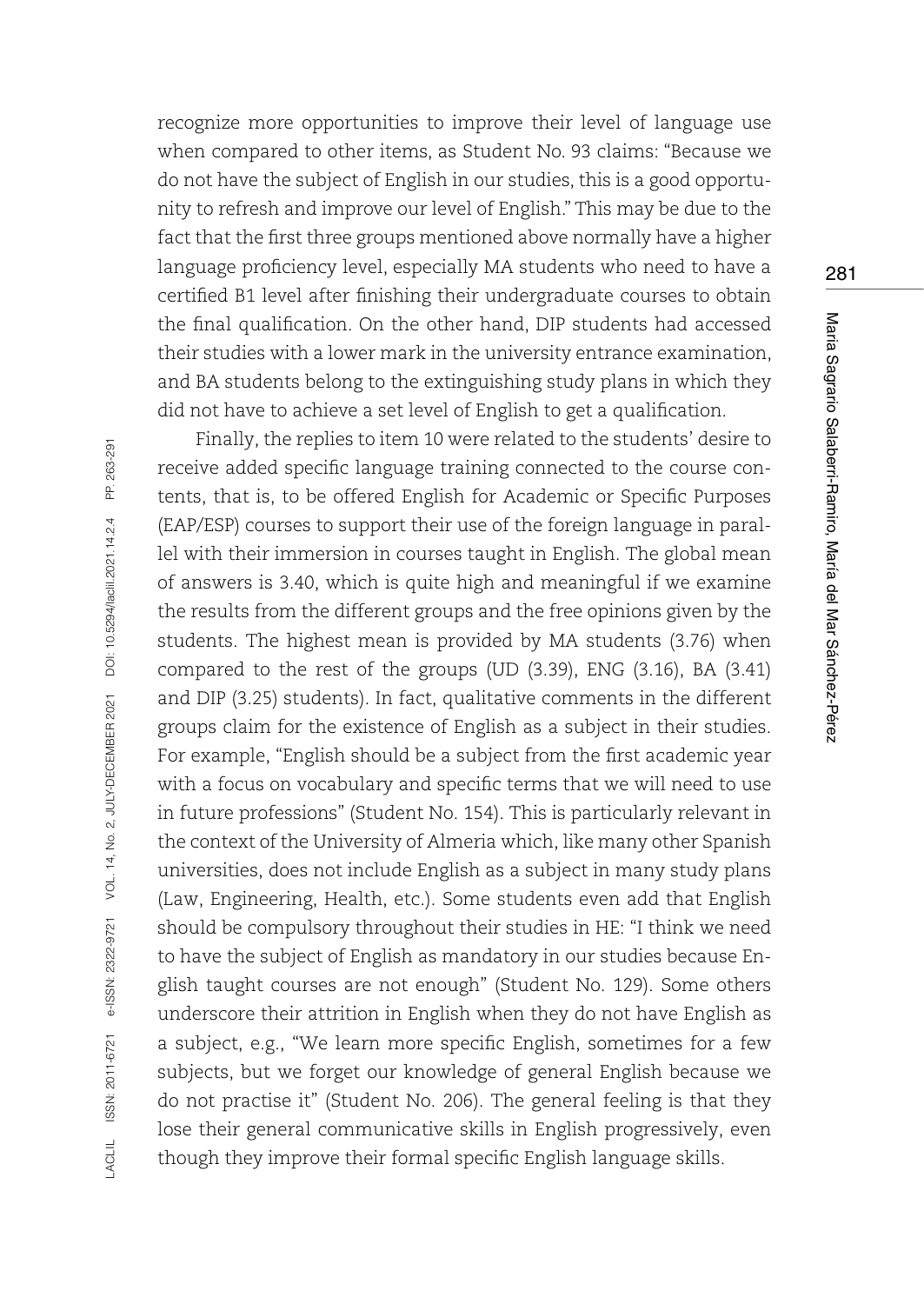recognize more opportunities to improve their level of language use when compared to other items, as Student No. 93 claims: "Because we do not have the subject of English in our studies, this is a good opportunity to refresh and improve our level of English." This may be due to the fact that the first three groups mentioned above normally have a higher language proficiency level, especially MA students who need to have a certified B1 level after finishing their undergraduate courses to obtain the final qualification. On the other hand, DIP students had accessed their studies with a lower mark in the university entrance examination, and BA students belong to the extinguishing study plans in which they did not have to achieve a set level of English to get a qualification.

Finally, the replies to item 10 were related to the students' desire to receive added specific language training connected to the course contents, that is, to be offered English for Academic or Specific Purposes (EAP/ESP) courses to support their use of the foreign language in parallel with their immersion in courses taught in English. The global mean of answers is 3.40, which is quite high and meaningful if we examine the results from the different groups and the free opinions given by the students. The highest mean is provided by MA students (3.76) when compared to the rest of the groups (UD (3.39), ENG (3.16), BA (3.41) and DIP (3.25) students). In fact, qualitative comments in the different groups claim for the existence of English as a subject in their studies. For example, "English should be a subject from the first academic year with a focus on vocabulary and specific terms that we will need to use in future professions" (Student No. 154). This is particularly relevant in the context of the University of Almeria which, like many other Spanish universities, does not include English as a subject in many study plans (Law, Engineering, Health, etc.). Some students even add that English should be compulsory throughout their studies in HE: "I think we need to have the subject of English as mandatory in our studies because English taught courses are not enough" (Student No. 129). Some others underscore their attrition in English when they do not have English as a subject, e.g., "We learn more specific English, sometimes for a few subjects, but we forget our knowledge of general English because we do not practise it" (Student No. 206). The general feeling is that they lose their general communicative skills in English progressively, even though they improve their formal specific English language skills.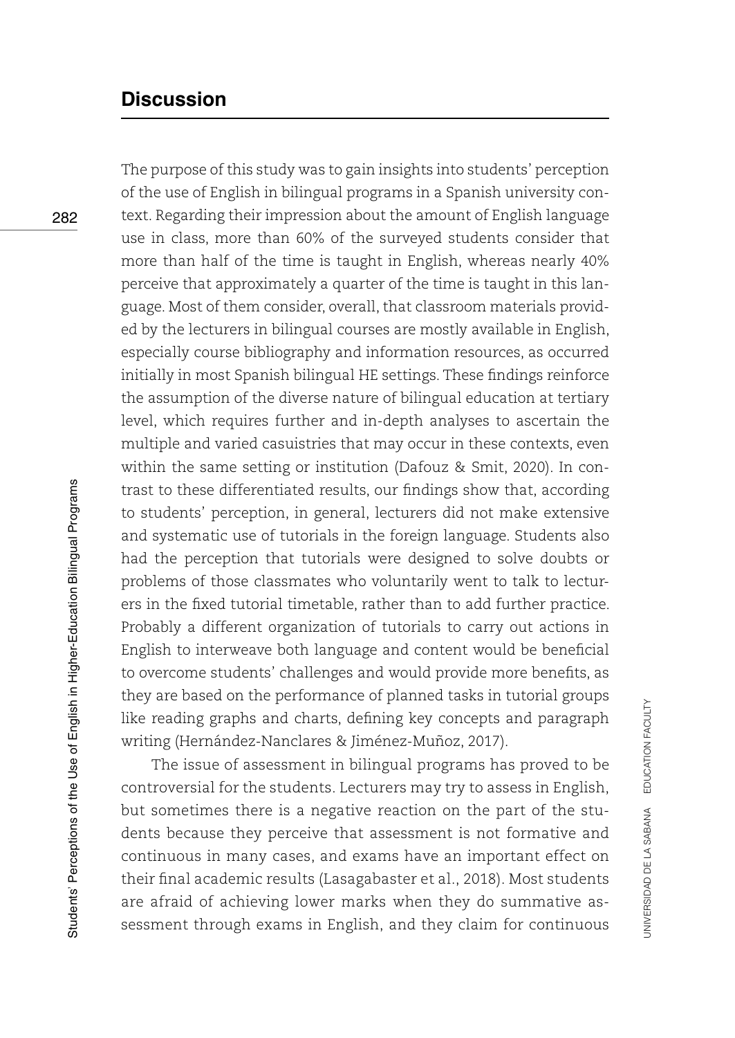## Discussion

The purpose of this study was to gain insights into students' perception of the use of English in bilingual programs in a Spanish university context. Regarding their impression about the amount of English language use in class, more than 60% of the surveyed students consider that more than half of the time is taught in English, whereas nearly 40% perceive that approximately a quarter of the time is taught in this language. Most of them consider, overall, that classroom materials provided by the lecturers in bilingual courses are mostly available in English, especially course bibliography and information resources, as occurred initially in most Spanish bilingual HE settings. These findings reinforce the assumption of the diverse nature of bilingual education at tertiary level, which requires further and in-depth analyses to ascertain the multiple and varied casuistries that may occur in these contexts, even within the same setting or institution (Dafouz & Smit, 2020). In contrast to these differentiated results, our findings show that, according to students' perception, in general, lecturers did not make extensive and systematic use of tutorials in the foreign language. Students also had the perception that tutorials were designed to solve doubts or problems of those classmates who voluntarily went to talk to lecturers in the fixed tutorial timetable, rather than to add further practice. Probably a different organization of tutorials to carry out actions in English to interweave both language and content would be beneficial to overcome students' challenges and would provide more benefits, as they are based on the performance of planned tasks in tutorial groups like reading graphs and charts, defining key concepts and paragraph writing (Hernández-Nanclares & Jiménez-Muñoz, 2017).

The issue of assessment in bilingual programs has proved to be controversial for the students. Lecturers may try to assess in English, but sometimes there is a negative reaction on the part of the students because they perceive that assessment is not formative and continuous in many cases, and exams have an important effect on their final academic results (Lasagabaster et al., 2018). Most students are afraid of achieving lower marks when they do summative assessment through exams in English, and they claim for continuous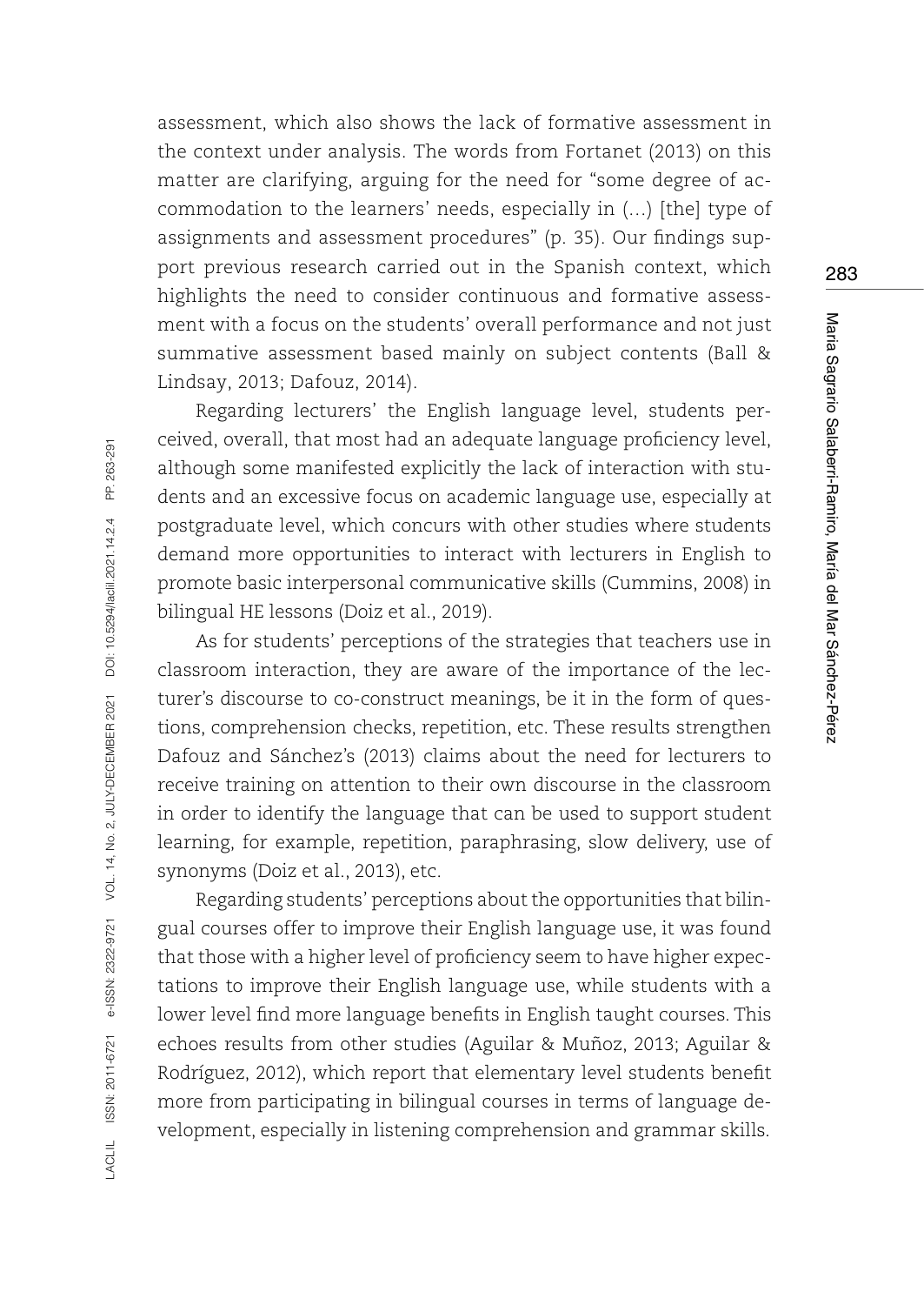assessment, which also shows the lack of formative assessment in the context under analysis. The words from Fortanet (2013) on this matter are clarifying, arguing for the need for "some degree of accommodation to the learners' needs, especially in (…) [the] type of assignments and assessment procedures" (p. 35). Our findings support previous research carried out in the Spanish context, which highlights the need to consider continuous and formative assessment with a focus on the students' overall performance and not just summative assessment based mainly on subject contents (Ball & Lindsay, 2013; Dafouz, 2014).

Regarding lecturers' the English language level, students perceived, overall, that most had an adequate language proficiency level, although some manifested explicitly the lack of interaction with students and an excessive focus on academic language use, especially at postgraduate level, which concurs with other studies where students demand more opportunities to interact with lecturers in English to promote basic interpersonal communicative skills (Cummins, 2008) in bilingual HE lessons (Doiz et al., 2019).

As for students' perceptions of the strategies that teachers use in classroom interaction, they are aware of the importance of the lecturer's discourse to co-construct meanings, be it in the form of questions, comprehension checks, repetition, etc. These results strengthen Dafouz and Sánchez's (2013) claims about the need for lecturers to receive training on attention to their own discourse in the classroom in order to identify the language that can be used to support student learning, for example, repetition, paraphrasing, slow delivery, use of synonyms (Doiz et al., 2013), etc.

Regarding students' perceptions about the opportunities that bilingual courses offer to improve their English language use, it was found that those with a higher level of proficiency seem to have higher expectations to improve their English language use, while students with a lower level find more language benefits in English taught courses. This echoes results from other studies (Aguilar & Muñoz, 2013; Aguilar & Rodríguez, 2012), which report that elementary level students benefit more from participating in bilingual courses in terms of language development, especially in listening comprehension and grammar skills.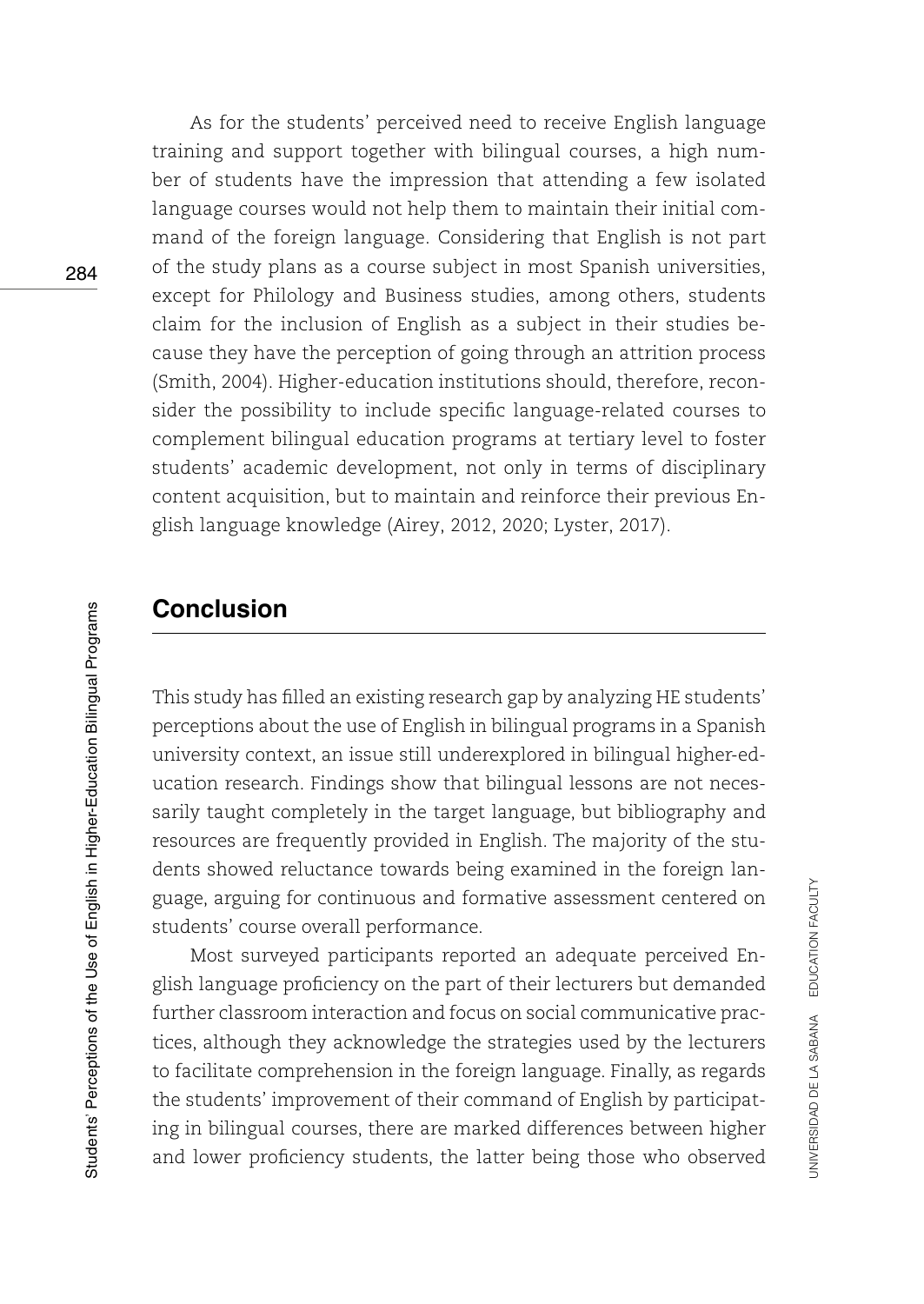As for the students' perceived need to receive English language training and support together with bilingual courses, a high number of students have the impression that attending a few isolated language courses would not help them to maintain their initial command of the foreign language. Considering that English is not part of the study plans as a course subject in most Spanish universities, except for Philology and Business studies, among others, students claim for the inclusion of English as a subject in their studies because they have the perception of going through an attrition process (Smith, 2004). Higher-education institutions should, therefore, reconsider the possibility to include specific language-related courses to complement bilingual education programs at tertiary level to foster students' academic development, not only in terms of disciplinary content acquisition, but to maintain and reinforce their previous English language knowledge (Airey, 2012, 2020; Lyster, 2017).

## Conclusion

This study has filled an existing research gap by analyzing HE students' perceptions about the use of English in bilingual programs in a Spanish university context, an issue still underexplored in bilingual higher-education research. Findings show that bilingual lessons are not necessarily taught completely in the target language, but bibliography and resources are frequently provided in English. The majority of the students showed reluctance towards being examined in the foreign language, arguing for continuous and formative assessment centered on students' course overall performance.

Most surveyed participants reported an adequate perceived English language proficiency on the part of their lecturers but demanded further classroom interaction and focus on social communicative practices, although they acknowledge the strategies used by the lecturers to facilitate comprehension in the foreign language. Finally, as regards the students' improvement of their command of English by participating in bilingual courses, there are marked differences between higher and lower proficiency students, the latter being those who observed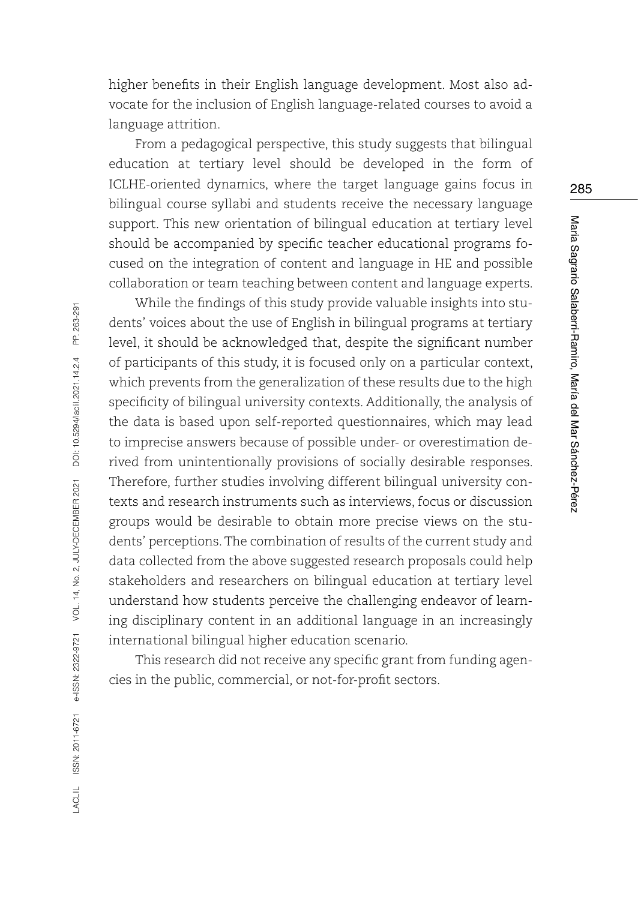higher benefits in their English language development. Most also advocate for the inclusion of English language-related courses to avoid a language attrition.

From a pedagogical perspective, this study suggests that bilingual education at tertiary level should be developed in the form of ICLHE-oriented dynamics, where the target language gains focus in bilingual course syllabi and students receive the necessary language support. This new orientation of bilingual education at tertiary level should be accompanied by specific teacher educational programs focused on the integration of content and language in HE and possible collaboration or team teaching between content and language experts.

While the findings of this study provide valuable insights into students' voices about the use of English in bilingual programs at tertiary level, it should be acknowledged that, despite the significant number of participants of this study, it is focused only on a particular context, which prevents from the generalization of these results due to the high specificity of bilingual university contexts. Additionally, the analysis of the data is based upon self-reported questionnaires, which may lead to imprecise answers because of possible under- or overestimation derived from unintentionally provisions of socially desirable responses. Therefore, further studies involving different bilingual university contexts and research instruments such as interviews, focus or discussion groups would be desirable to obtain more precise views on the students' perceptions. The combination of results of the current study and data collected from the above suggested research proposals could help stakeholders and researchers on bilingual education at tertiary level understand how students perceive the challenging endeavor of learning disciplinary content in an additional language in an increasingly international bilingual higher education scenario.

This research did not receive any specific grant from funding agencies in the public, commercial, or not-for-profit sectors.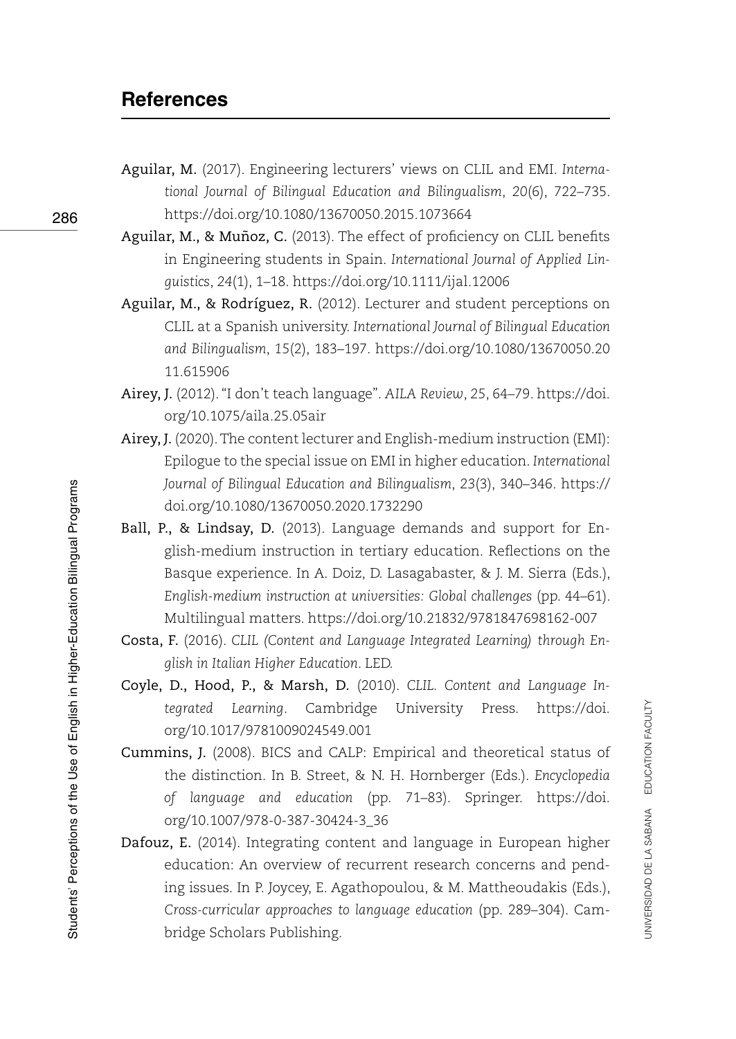## References

**Aguilar, M.** (2017). Engineering lecturers' views on CLIL and EMI. *International Journal of Bilingual Education and Bilingualism*, *20*(6), 722–735. https://doi.org/10.1080/13670050.2015.1073664

**Aguilar, M., & Muñoz, C.** (2013). The effect of proficiency on CLIL benefits in Engineering students in Spain. *International Journal of Applied Linguistics*, *24*(1), 1–18. https://doi.org/10.1111/ijal.12006

**Aguilar, M., & Rodríguez, R.** (2012). Lecturer and student perceptions on CLIL at a Spanish university. *International Journal of Bilingual Education and Bilingualism*, *15*(2), 183–197. https://doi.org/10.1080/13670050.2011.615906

**Airey, J.** (2012). "I don't teach language". *AILA Review*, 25, 64–79. https://doi.org/10.1075/aila.25.05air

**Airey, J.** (2020). The content lecturer and English-medium instruction (EMI): Epilogue to the special issue on EMI in higher education. *International Journal of Bilingual Education and Bilingualism*, *23*(3), 340–346. https://doi.org/10.1080/13670050.2020.1732290

**Ball, P., & Lindsay, D.** (2013). Language demands and support for English-medium instruction in tertiary education. Reflections on the Basque experience. In A. Doiz, D. Lasagabaster, & J. M. Sierra (Eds.), *English-medium instruction at universities: Global challenges* (pp. 44–61). Multilingual matters. https://doi.org/10.21832/9781847698162-007

**Costa, F.** (2016). *CLIL (Content and Language Integrated Learning) through English in Italian Higher Education*. LED.

**Coyle, D., Hood, P., & Marsh, D.** (2010). *CLIL. Content and Language Integrated Learning*. Cambridge University Press. https://doi.org/10.1017/9781009024549.001

**Cummins, J.** (2008). BICS and CALP: Empirical and theoretical status of the distinction. In B. Street, & N. H. Hornberger (Eds.). *Encyclopedia of language and education* (pp. 71–83). Springer. https://doi.org/10.1007/978-0-387-30424-3_36

**Dafouz, E.** (2014). Integrating content and language in European higher education: An overview of recurrent research concerns and pending issues. In P. Joycey, E. Agathopoulou, & M. Mattheoudakis (Eds.), *Cross-curricular approaches to language education* (pp. 289–304). Cambridge Scholars Publishing.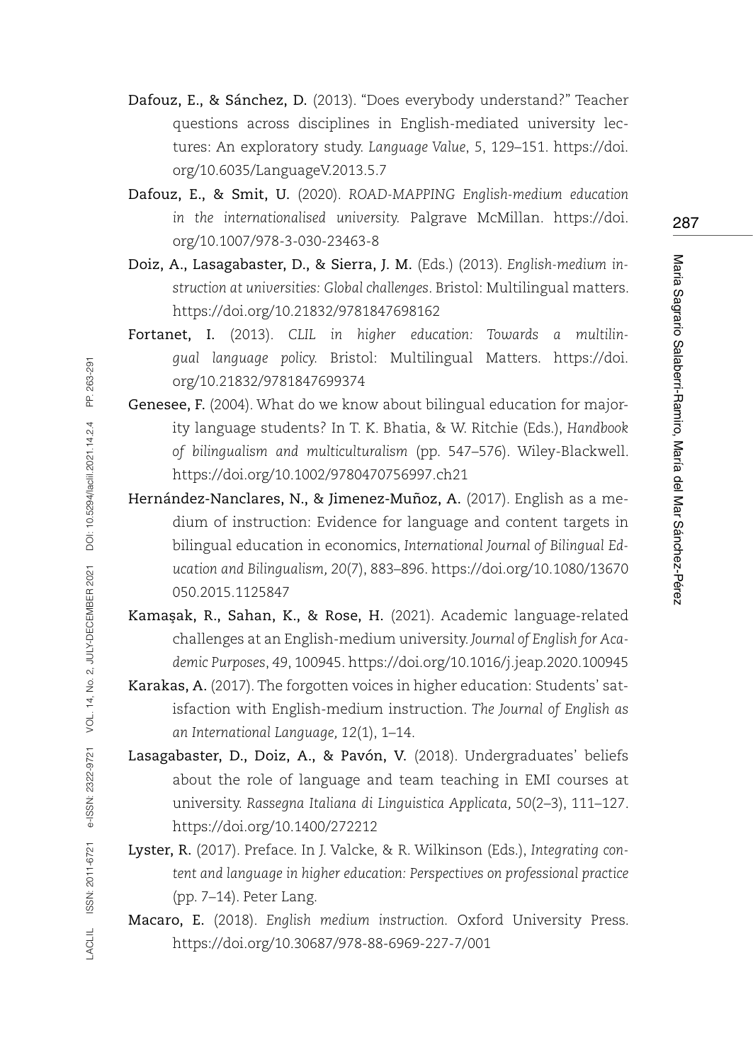**Dafouz, E., & Sánchez, D.** (2013). "Does everybody understand?" Teacher questions across disciplines in English-mediated university lectures: An exploratory study. *Language Value*, 5, 129–151. https://doi.org/10.6035/LanguageV.2013.5.7

**Dafouz, E., & Smit, U.** (2020). *ROAD-MAPPING English-medium education in the internationalised university.* Palgrave McMillan. https://doi.org/10.1007/978-3-030-23463-8

**Doiz, A., Lasagabaster, D., & Sierra, J. M.** (Eds.) (2013). *English-medium instruction at universities: Global challenges*. Bristol: Multilingual matters. https://doi.org/10.21832/9781847698162

**Fortanet, I.** (2013). *CLIL in higher education: Towards a multilingual language policy.* Bristol: Multilingual Matters. https://doi.org/10.21832/9781847699374

**Genesee, F.** (2004). What do we know about bilingual education for majority language students? In T. K. Bhatia, & W. Ritchie (Eds.), *Handbook of bilingualism and multiculturalism* (pp. 547–576). Wiley-Blackwell. https://doi.org/10.1002/9780470756997.ch21

**Hernández-Nanclares, N., & Jimenez-Muñoz, A.** (2017). English as a medium of instruction: Evidence for language and content targets in bilingual education in economics, *International Journal of Bilingual Education and Bilingualism, 20*(7), 883–896. https://doi.org/10.1080/13670050.2015.1125847

**Kamaşak, R., Sahan, K., & Rose, H.** (2021). Academic language-related challenges at an English-medium university. *Journal of English for Academic Purposes*, 49, 100945. https://doi.org/10.1016/j.jeap.2020.100945

**Karakas, A.** (2017). The forgotten voices in higher education: Students' satisfaction with English-medium instruction. *The Journal of English as an International Language, 12*(1), 1–14.

**Lasagabaster, D., Doiz, A., & Pavón, V.** (2018). Undergraduates' beliefs about the role of language and team teaching in EMI courses at university. *Rassegna Italiana di Linguistica Applicata, 50*(2–3), 111–127. https://doi.org/10.1400/272212

**Lyster, R.** (2017). Preface. In J. Valcke, & R. Wilkinson (Eds.), *Integrating content and language in higher education: Perspectives on professional practice* (pp. 7–14). Peter Lang.

**Macaro, E.** (2018). *English medium instruction.* Oxford University Press. https://doi.org/10.30687/978-88-6969-227-7/001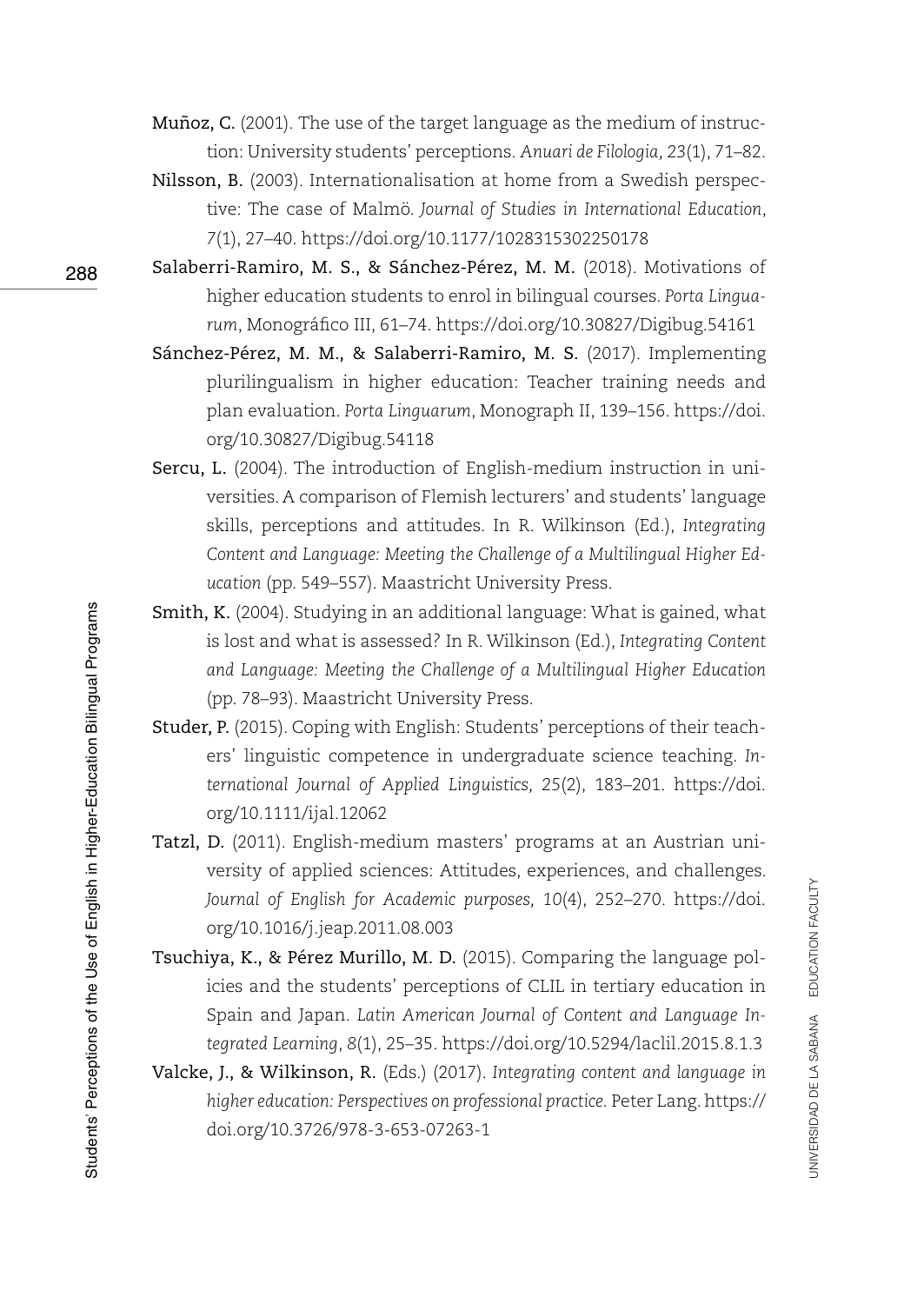**Muñoz, C.** (2001). The use of the target language as the medium of instruction: University students' perceptions. *Anuari de Filologia, 23*(1), 71–82.

**Nilsson, B.** (2003). Internationalisation at home from a Swedish perspective: The case of Malmö. *Journal of Studies in International Education*, *7*(1), 27–40. https://doi.org/10.1177/1028315302250178

**Salaberri-Ramiro, M. S., & Sánchez-Pérez, M. M.** (2018). Motivations of higher education students to enrol in bilingual courses. *Porta Linguarum*, Monográfico III, 61–74. https://doi.org/10.30827/Digibug.54161

**Sánchez-Pérez, M. M., & Salaberri-Ramiro, M. S.** (2017). Implementing plurilingualism in higher education: Teacher training needs and plan evaluation. *Porta Linguarum*, Monograph II, 139–156. https://doi.org/10.30827/Digibug.54118

**Sercu, L.** (2004). The introduction of English-medium instruction in universities. A comparison of Flemish lecturers' and students' language skills, perceptions and attitudes. In R. Wilkinson (Ed.), *Integrating Content and Language: Meeting the Challenge of a Multilingual Higher Education* (pp. 549–557). Maastricht University Press.

**Smith, K.** (2004). Studying in an additional language: What is gained, what is lost and what is assessed? In R. Wilkinson (Ed.), *Integrating Content and Language: Meeting the Challenge of a Multilingual Higher Education* (pp. 78–93). Maastricht University Press.

**Studer, P.** (2015). Coping with English: Students' perceptions of their teachers' linguistic competence in undergraduate science teaching. *International Journal of Applied Linguistics,* 25(2), 183–201. https://doi.org/10.1111/ijal.12062

**Tatzl, D.** (2011). English-medium masters' programs at an Austrian university of applied sciences: Attitudes, experiences, and challenges. *Journal of English for Academic purposes, 10*(4), 252–270. https://doi.org/10.1016/j.jeap.2011.08.003

**Tsuchiya, K., & Pérez Murillo, M. D.** (2015). Comparing the language policies and the students' perceptions of CLIL in tertiary education in Spain and Japan. *Latin American Journal of Content and Language Integrated Learning*, *8*(1), 25–35. https://doi.org/10.5294/laclil.2015.8.1.3

**Valcke, J., & Wilkinson, R.** (Eds.) (2017). *Integrating content and language in higher education: Perspectives on professional practice.* Peter Lang. https://doi.org/10.3726/978-3-653-07263-1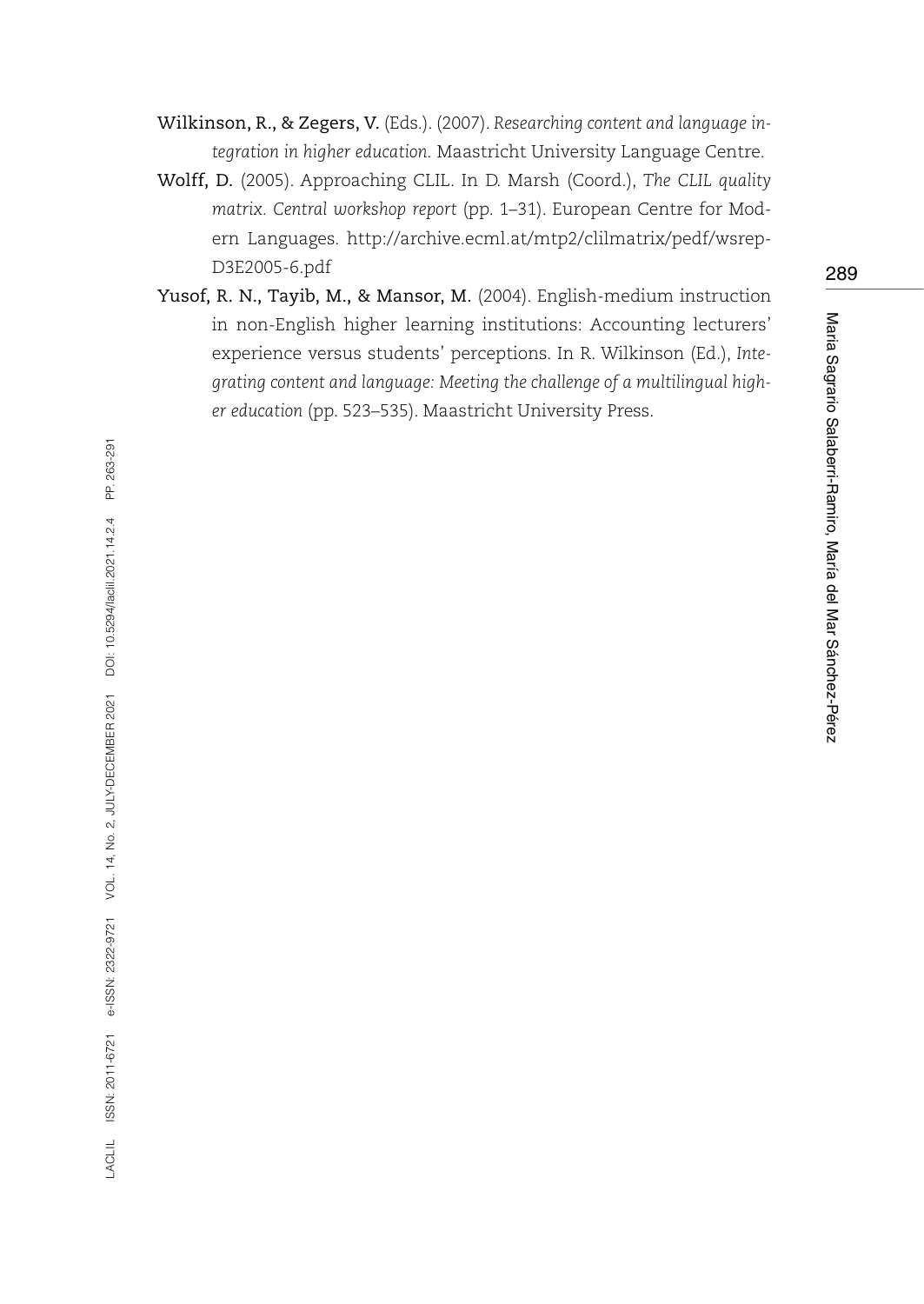**Wilkinson, R., & Zegers, V.** (Eds.). (2007). *Researching content and language integration in higher education.* Maastricht University Language Centre.

**Wolff, D.** (2005). Approaching CLIL. In D. Marsh (Coord.), *The CLIL quality matrix. Central workshop report* (pp. 1–31). European Centre for Modern Languages. http://archive.ecml.at/mtp2/clilmatrix/pedf/wsrep-D3E2005-6.pdf

**Yusof, R. N., Tayib, M., & Mansor, M.** (2004). English-medium instruction in non-English higher learning institutions: Accounting lecturers' experience versus students' perceptions. In R. Wilkinson (Ed.), *Integrating content and language: Meeting the challenge of a multilingual higher education* (pp. 523–535). Maastricht University Press.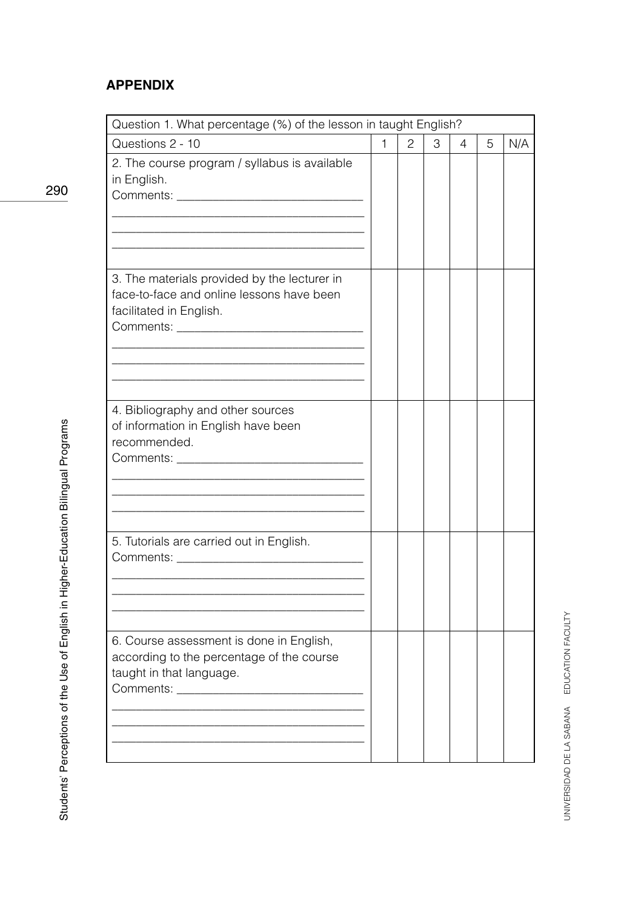## APPENDIX

| Question 1. What percentage (%) of the lesson in taught English? | | | | | | |
|---|---|---|---|---|---|---|
| Questions 2 - 10 | 1 | 2 | 3 | 4 | 5 | N/A |
| 2. The course program / syllabus is available in English.<br>Comments: ______________________________<br>________________________________________<br>________________________________________<br>________________________________________ | | | | | | |
| 3. The materials provided by the lecturer in face-to-face and online lessons have been facilitated in English.<br>Comments: ______________________________<br>________________________________________<br>________________________________________<br>________________________________________ | | | | | | |
| 4. Bibliography and other sources of information in English have been recommended.<br>Comments: ______________________________<br>________________________________________<br>________________________________________<br>________________________________________ | | | | | | |
| 5. Tutorials are carried out in English.<br>Comments: ______________________________<br>________________________________________<br>________________________________________<br>________________________________________ | | | | | | |
| 6. Course assessment is done in English, according to the percentage of the course taught in that language.<br>Comments: ______________________________<br>________________________________________<br>________________________________________<br>________________________________________ | | | | | | |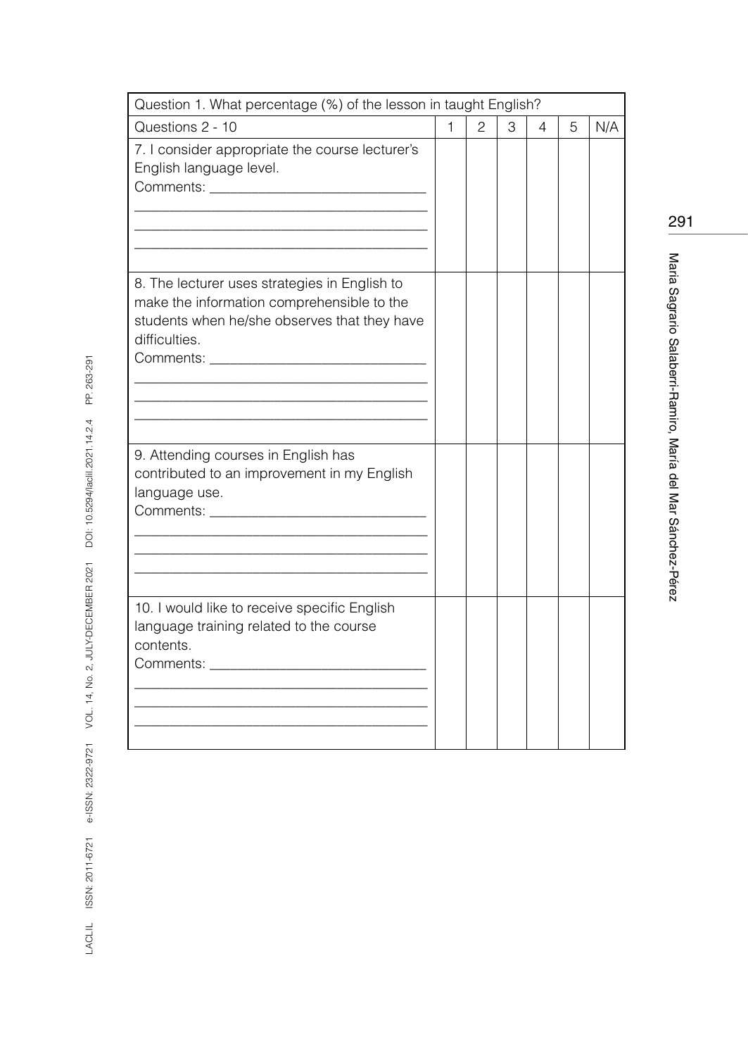| Question 1. What percentage (%) of the lesson in taught English? | | | | | | |
|---|---|---|---|---|---|---|
| Questions 2 - 10 | 1 | 2 | 3 | 4 | 5 | N/A |
| 7. I consider appropriate the course lecturer's English language level. Comments: ____________________________ ____________________________ ____________________________ ____________________________ | | | | | | |
| 8. The lecturer uses strategies in English to make the information comprehensible to the students when he/she observes that they have difficulties. Comments: ____________________________ ____________________________ ____________________________ ____________________________ | | | | | | |
| 9. Attending courses in English has contributed to an improvement in my English language use. Comments: ____________________________ ____________________________ ____________________________ ____________________________ | | | | | | |
| 10. I would like to receive specific English language training related to the course contents. Comments: ____________________________ ____________________________ ____________________________ ____________________________ | | | | | | |